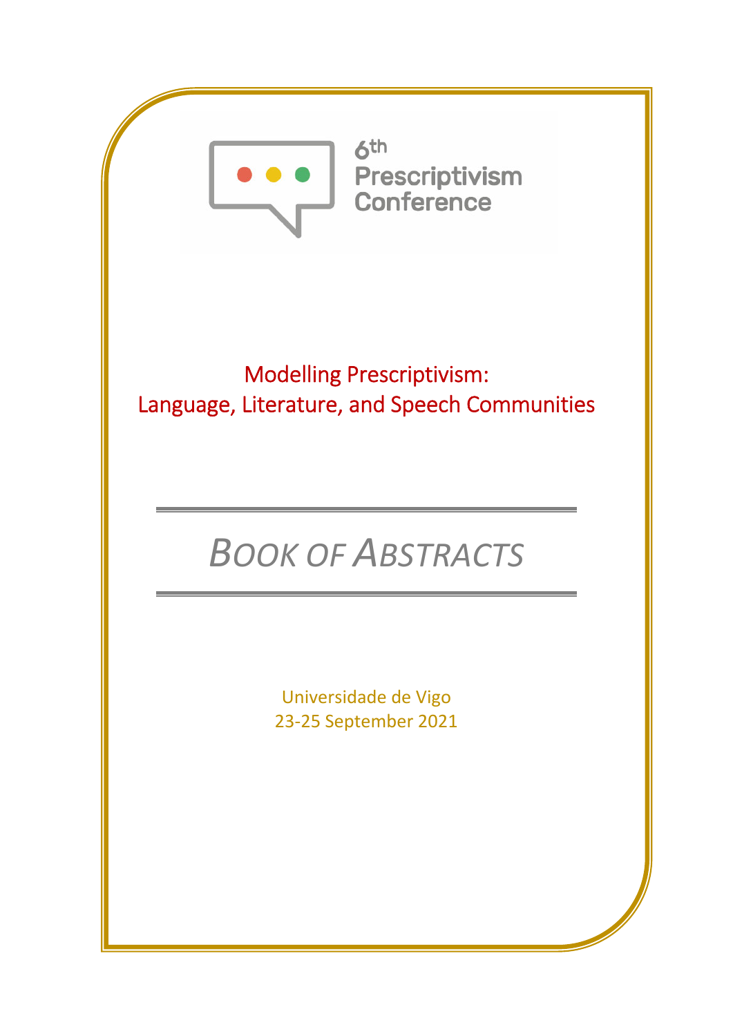6th Prescriptivism Conference

# Modelling Prescriptivism: Language, Literature, and Speech Communities

# *Book of Abstracts*

Universidade de Vigo
23-25 September 2021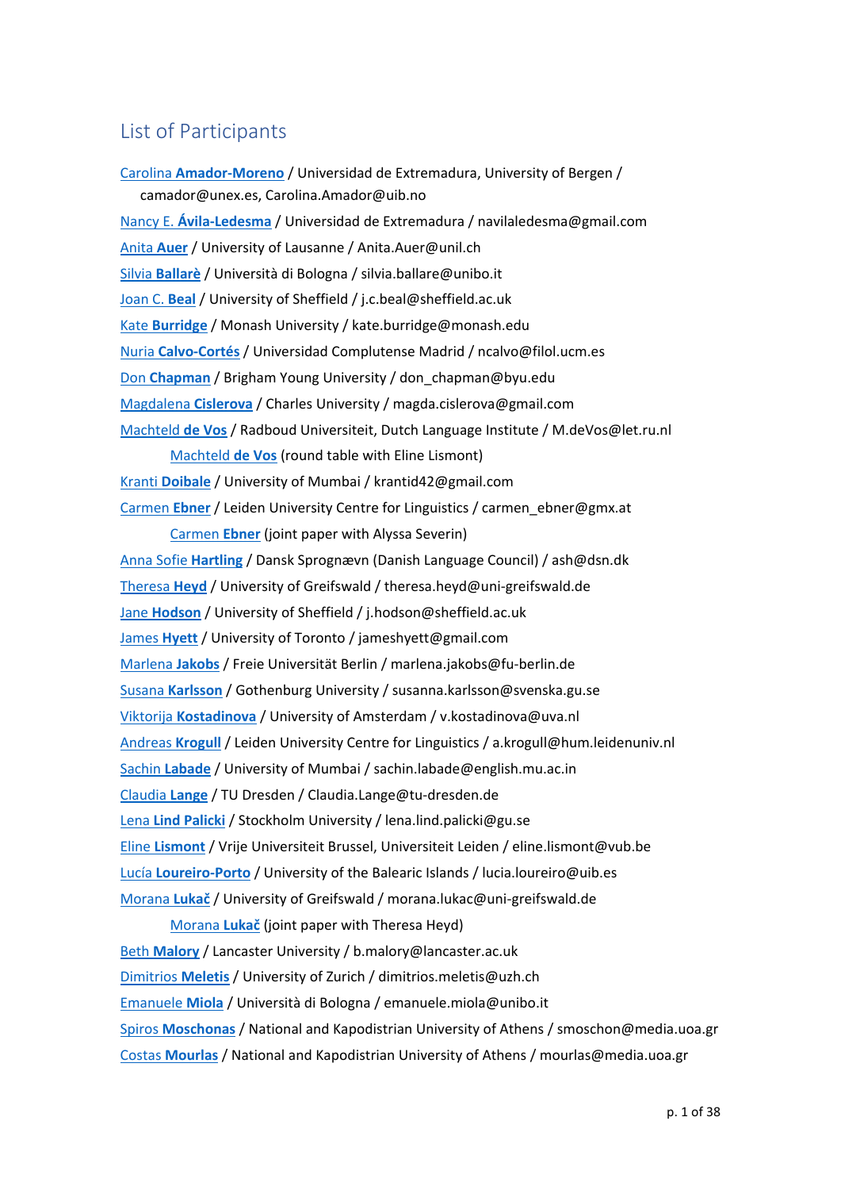## List of Participants

[Carolina **Amador-Moreno**] / Universidad de Extremadura, University of Bergen / camador@unex.es, Carolina.Amador@uib.no

[Nancy E. **Ávila-Ledesma**] / Universidad de Extremadura / navilaledesma@gmail.com

[Anita **Auer**] / University of Lausanne / Anita.Auer@unil.ch

[Silvia **Ballarè**] / Università di Bologna / silvia.ballare@unibo.it

[Joan C. **Beal**] / University of Sheffield / j.c.beal@sheffield.ac.uk

[Kate **Burridge**] / Monash University / kate.burridge@monash.edu

[Nuria **Calvo-Cortés**] / Universidad Complutense Madrid / ncalvo@filol.ucm.es

[Don **Chapman**] / Brigham Young University / don_chapman@byu.edu

[Magdalena **Cislerova**] / Charles University / magda.cislerova@gmail.com

[Machteld **de Vos**] / Radboud Universiteit, Dutch Language Institute / M.deVos@let.ru.nl

    [Machteld **de Vos**] (round table with Eline Lismont)

[Kranti **Doibale**] / University of Mumbai / krantid42@gmail.com

[Carmen **Ebner**] / Leiden University Centre for Linguistics / carmen_ebner@gmx.at

    [Carmen **Ebner**] (joint paper with Alyssa Severin)

[Anna Sofie **Hartling**] / Dansk Sprognævn (Danish Language Council) / ash@dsn.dk

[Theresa **Heyd**] / University of Greifswald / theresa.heyd@uni-greifswald.de

[Jane **Hodson**] / University of Sheffield / j.hodson@sheffield.ac.uk

[James **Hyett**] / University of Toronto / jameshyett@gmail.com

[Marlena **Jakobs**] / Freie Universität Berlin / marlena.jakobs@fu-berlin.de

[Susana **Karlsson**] / Gothenburg University / susanna.karlsson@svenska.gu.se

[Viktorija **Kostadinova**] / University of Amsterdam / v.kostadinova@uva.nl

[Andreas **Krogull**] / Leiden University Centre for Linguistics / a.krogull@hum.leidenuniv.nl

[Sachin **Labade**] / University of Mumbai / sachin.labade@english.mu.ac.in

[Claudia **Lange**] / TU Dresden / Claudia.Lange@tu-dresden.de

[Lena **Lind Palicki**] / Stockholm University / lena.lind.palicki@gu.se

[Eline **Lismont**] / Vrije Universiteit Brussel, Universiteit Leiden / eline.lismont@vub.be

[Lucía **Loureiro-Porto**] / University of the Balearic Islands / lucia.loureiro@uib.es

[Morana **Lukač**] / University of Greifswald / morana.lukac@uni-greifswald.de

    [Morana **Lukač**] (joint paper with Theresa Heyd)

[Beth **Malory**] / Lancaster University / b.malory@lancaster.ac.uk

[Dimitrios **Meletis**] / University of Zurich / dimitrios.meletis@uzh.ch

[Emanuele **Miola**] / Università di Bologna / emanuele.miola@unibo.it

[Spiros **Moschonas**] / National and Kapodistrian University of Athens / smoschon@media.uoa.gr

[Costas **Mourlas**] / National and Kapodistrian University of Athens / mourlas@media.uoa.gr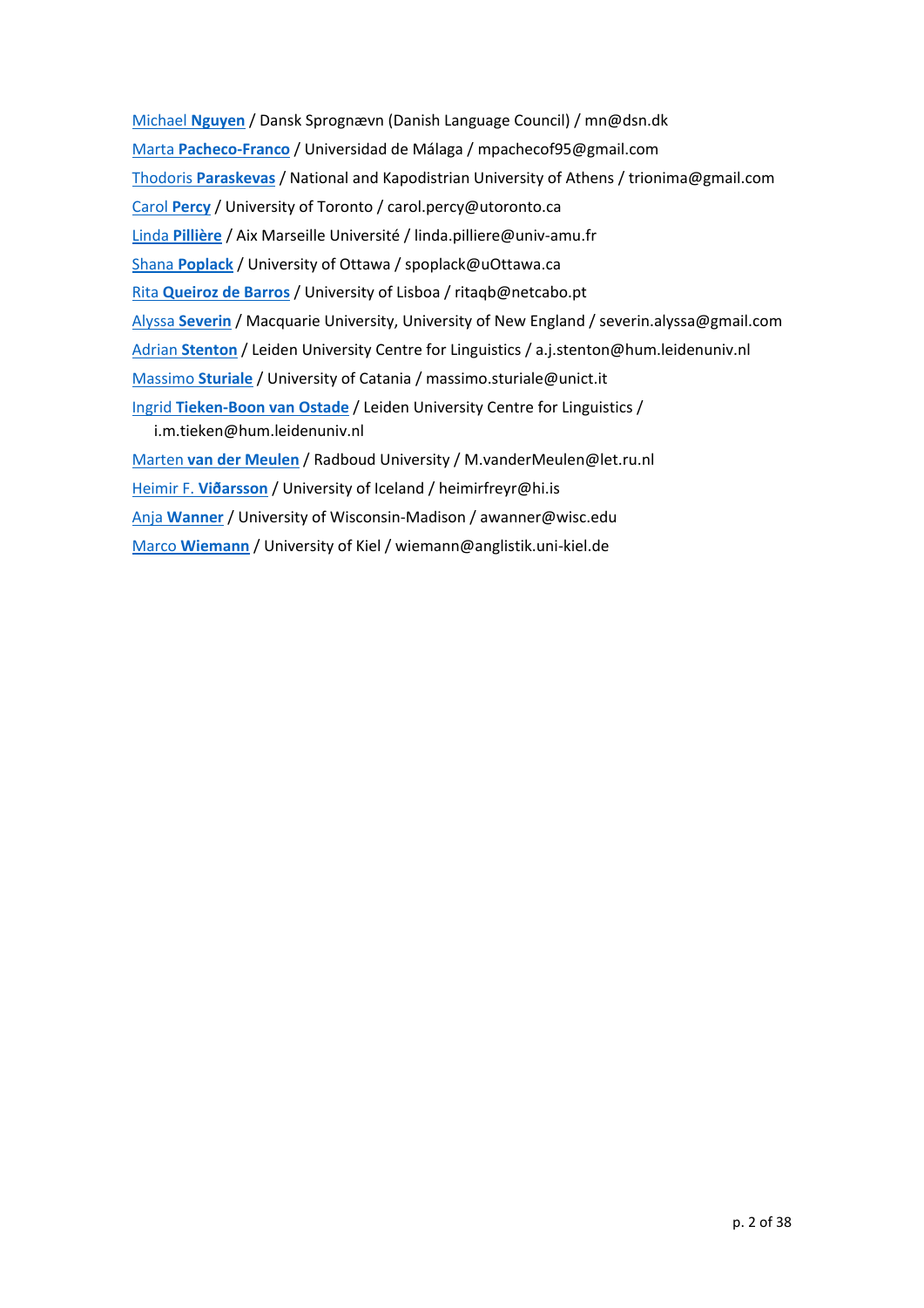Michael **Nguyen** / Dansk Sprognævn (Danish Language Council) / mn@dsn.dk

Marta **Pacheco-Franco** / Universidad de Málaga / mpachecof95@gmail.com

Thodoris **Paraskevas** / National and Kapodistrian University of Athens / trionima@gmail.com

Carol **Percy** / University of Toronto / carol.percy@utoronto.ca

Linda **Pillière** / Aix Marseille Université / linda.pilliere@univ-amu.fr

Shana **Poplack** / University of Ottawa / spoplack@uOttawa.ca

Rita **Queiroz de Barros** / University of Lisboa / ritaqb@netcabo.pt

Alyssa **Severin** / Macquarie University, University of New England / severin.alyssa@gmail.com

Adrian **Stenton** / Leiden University Centre for Linguistics / a.j.stenton@hum.leidenuniv.nl

Massimo **Sturiale** / University of Catania / massimo.sturiale@unict.it

Ingrid **Tieken-Boon van Ostade** / Leiden University Centre for Linguistics / i.m.tieken@hum.leidenuniv.nl

Marten **van der Meulen** / Radboud University / M.vanderMeulen@let.ru.nl

Heimir F. **Viðarsson** / University of Iceland / heimirfreyr@hi.is

Anja **Wanner** / University of Wisconsin-Madison / awanner@wisc.edu

Marco **Wiemann** / University of Kiel / wiemann@anglistik.uni-kiel.de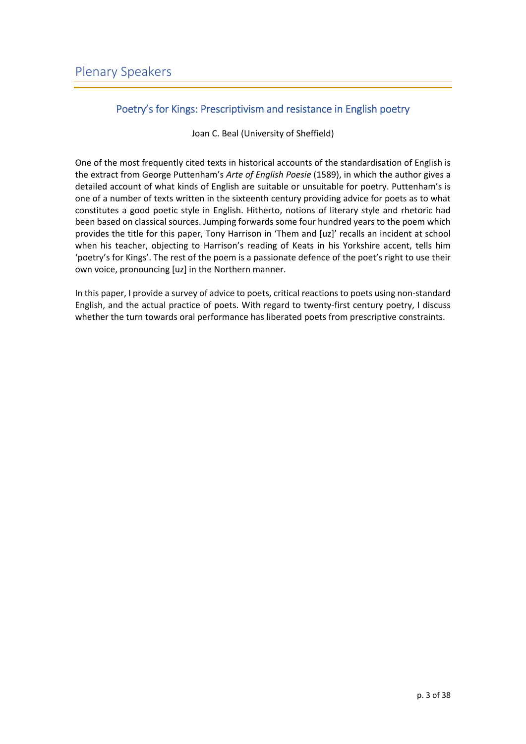# Plenary Speakers

## Poetry's for Kings: Prescriptivism and resistance in English poetry

Joan C. Beal (University of Sheffield)

One of the most frequently cited texts in historical accounts of the standardisation of English is the extract from George Puttenham's *Arte of English Poesie* (1589), in which the author gives a detailed account of what kinds of English are suitable or unsuitable for poetry. Puttenham's is one of a number of texts written in the sixteenth century providing advice for poets as to what constitutes a good poetic style in English. Hitherto, notions of literary style and rhetoric had been based on classical sources. Jumping forwards some four hundred years to the poem which provides the title for this paper, Tony Harrison in 'Them and [uz]' recalls an incident at school when his teacher, objecting to Harrison's reading of Keats in his Yorkshire accent, tells him 'poetry's for Kings'. The rest of the poem is a passionate defence of the poet's right to use their own voice, pronouncing [uz] in the Northern manner.

In this paper, I provide a survey of advice to poets, critical reactions to poets using non-standard English, and the actual practice of poets. With regard to twenty-first century poetry, I discuss whether the turn towards oral performance has liberated poets from prescriptive constraints.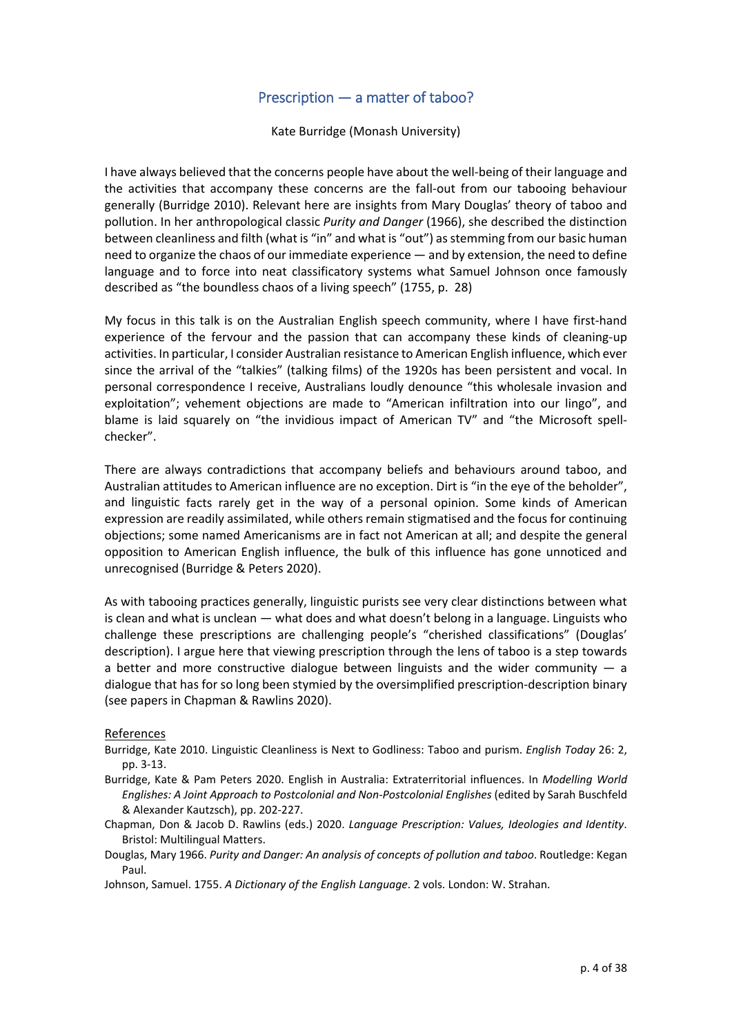## Prescription — a matter of taboo?

Kate Burridge (Monash University)

I have always believed that the concerns people have about the well-being of their language and the activities that accompany these concerns are the fall-out from our tabooing behaviour generally (Burridge 2010). Relevant here are insights from Mary Douglas' theory of taboo and pollution. In her anthropological classic *Purity and Danger* (1966), she described the distinction between cleanliness and filth (what is "in" and what is "out") as stemming from our basic human need to organize the chaos of our immediate experience — and by extension, the need to define language and to force into neat classificatory systems what Samuel Johnson once famously described as "the boundless chaos of a living speech" (1755, p. 28)

My focus in this talk is on the Australian English speech community, where I have first-hand experience of the fervour and the passion that can accompany these kinds of cleaning-up activities. In particular, I consider Australian resistance to American English influence, which ever since the arrival of the "talkies" (talking films) of the 1920s has been persistent and vocal. In personal correspondence I receive, Australians loudly denounce "this wholesale invasion and exploitation"; vehement objections are made to "American infiltration into our lingo", and blame is laid squarely on "the invidious impact of American TV" and "the Microsoft spell-checker".

There are always contradictions that accompany beliefs and behaviours around taboo, and Australian attitudes to American influence are no exception. Dirt is "in the eye of the beholder", and linguistic facts rarely get in the way of a personal opinion. Some kinds of American expression are readily assimilated, while others remain stigmatised and the focus for continuing objections; some named Americanisms are in fact not American at all; and despite the general opposition to American English influence, the bulk of this influence has gone unnoticed and unrecognised (Burridge & Peters 2020).

As with tabooing practices generally, linguistic purists see very clear distinctions between what is clean and what is unclean — what does and what doesn't belong in a language. Linguists who challenge these prescriptions are challenging people's "cherished classifications" (Douglas' description). I argue here that viewing prescription through the lens of taboo is a step towards a better and more constructive dialogue between linguists and the wider community — a dialogue that has for so long been stymied by the oversimplified prescription-description binary (see papers in Chapman & Rawlins 2020).

### References

Burridge, Kate 2010. Linguistic Cleanliness is Next to Godliness: Taboo and purism. *English Today* 26: 2, pp. 3-13.

Burridge, Kate & Pam Peters 2020. English in Australia: Extraterritorial influences. In *Modelling World Englishes: A Joint Approach to Postcolonial and Non-Postcolonial Englishes* (edited by Sarah Buschfeld & Alexander Kautzsch), pp. 202-227.

Chapman, Don & Jacob D. Rawlins (eds.) 2020. *Language Prescription: Values, Ideologies and Identity*. Bristol: Multilingual Matters.

Douglas, Mary 1966. *Purity and Danger: An analysis of concepts of pollution and taboo*. Routledge: Kegan Paul.

Johnson, Samuel. 1755. *A Dictionary of the English Language*. 2 vols. London: W. Strahan.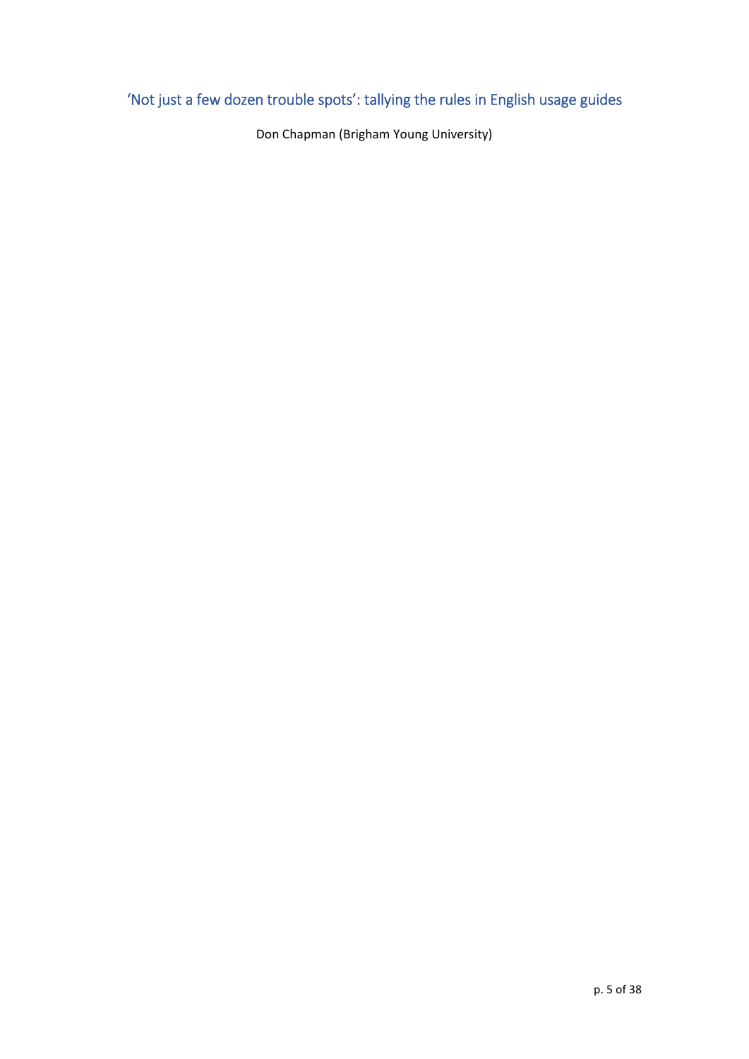# 'Not just a few dozen trouble spots': tallying the rules in English usage guides

Don Chapman (Brigham Young University)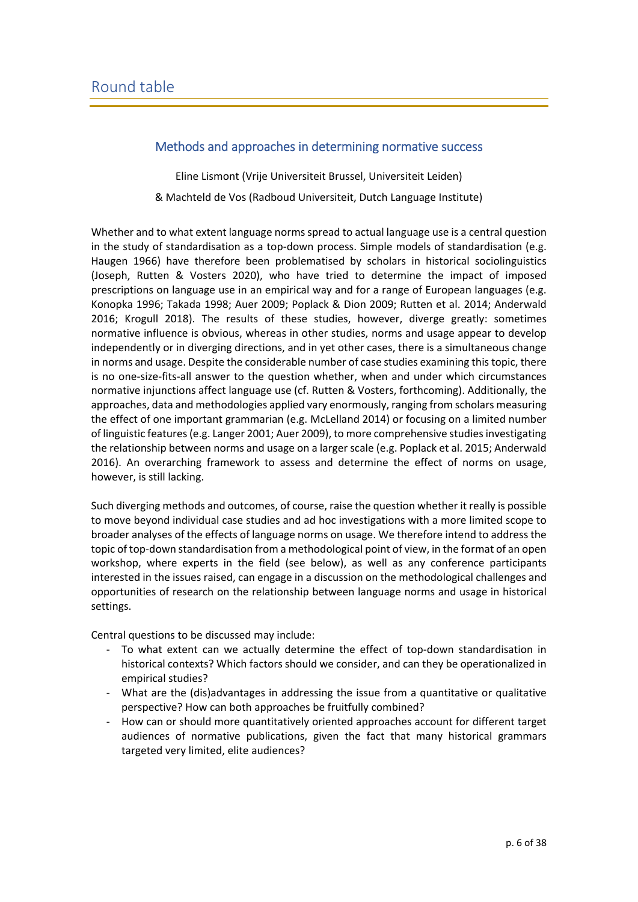# Round table

## Methods and approaches in determining normative success

Eline Lismont (Vrije Universiteit Brussel, Universiteit Leiden)

& Machteld de Vos (Radboud Universiteit, Dutch Language Institute)

Whether and to what extent language norms spread to actual language use is a central question in the study of standardisation as a top-down process. Simple models of standardisation (e.g. Haugen 1966) have therefore been problematised by scholars in historical sociolinguistics (Joseph, Rutten & Vosters 2020), who have tried to determine the impact of imposed prescriptions on language use in an empirical way and for a range of European languages (e.g. Konopka 1996; Takada 1998; Auer 2009; Poplack & Dion 2009; Rutten et al. 2014; Anderwald 2016; Krogull 2018). The results of these studies, however, diverge greatly: sometimes normative influence is obvious, whereas in other studies, norms and usage appear to develop independently or in diverging directions, and in yet other cases, there is a simultaneous change in norms and usage. Despite the considerable number of case studies examining this topic, there is no one-size-fits-all answer to the question whether, when and under which circumstances normative injunctions affect language use (cf. Rutten & Vosters, forthcoming). Additionally, the approaches, data and methodologies applied vary enormously, ranging from scholars measuring the effect of one important grammarian (e.g. McLelland 2014) or focusing on a limited number of linguistic features (e.g. Langer 2001; Auer 2009), to more comprehensive studies investigating the relationship between norms and usage on a larger scale (e.g. Poplack et al. 2015; Anderwald 2016). An overarching framework to assess and determine the effect of norms on usage, however, is still lacking.

Such diverging methods and outcomes, of course, raise the question whether it really is possible to move beyond individual case studies and ad hoc investigations with a more limited scope to broader analyses of the effects of language norms on usage. We therefore intend to address the topic of top-down standardisation from a methodological point of view, in the format of an open workshop, where experts in the field (see below), as well as any conference participants interested in the issues raised, can engage in a discussion on the methodological challenges and opportunities of research on the relationship between language norms and usage in historical settings.

Central questions to be discussed may include:

- To what extent can we actually determine the effect of top-down standardisation in historical contexts? Which factors should we consider, and can they be operationalized in empirical studies?
- What are the (dis)advantages in addressing the issue from a quantitative or qualitative perspective? How can both approaches be fruitfully combined?
- How can or should more quantitatively oriented approaches account for different target audiences of normative publications, given the fact that many historical grammars targeted very limited, elite audiences?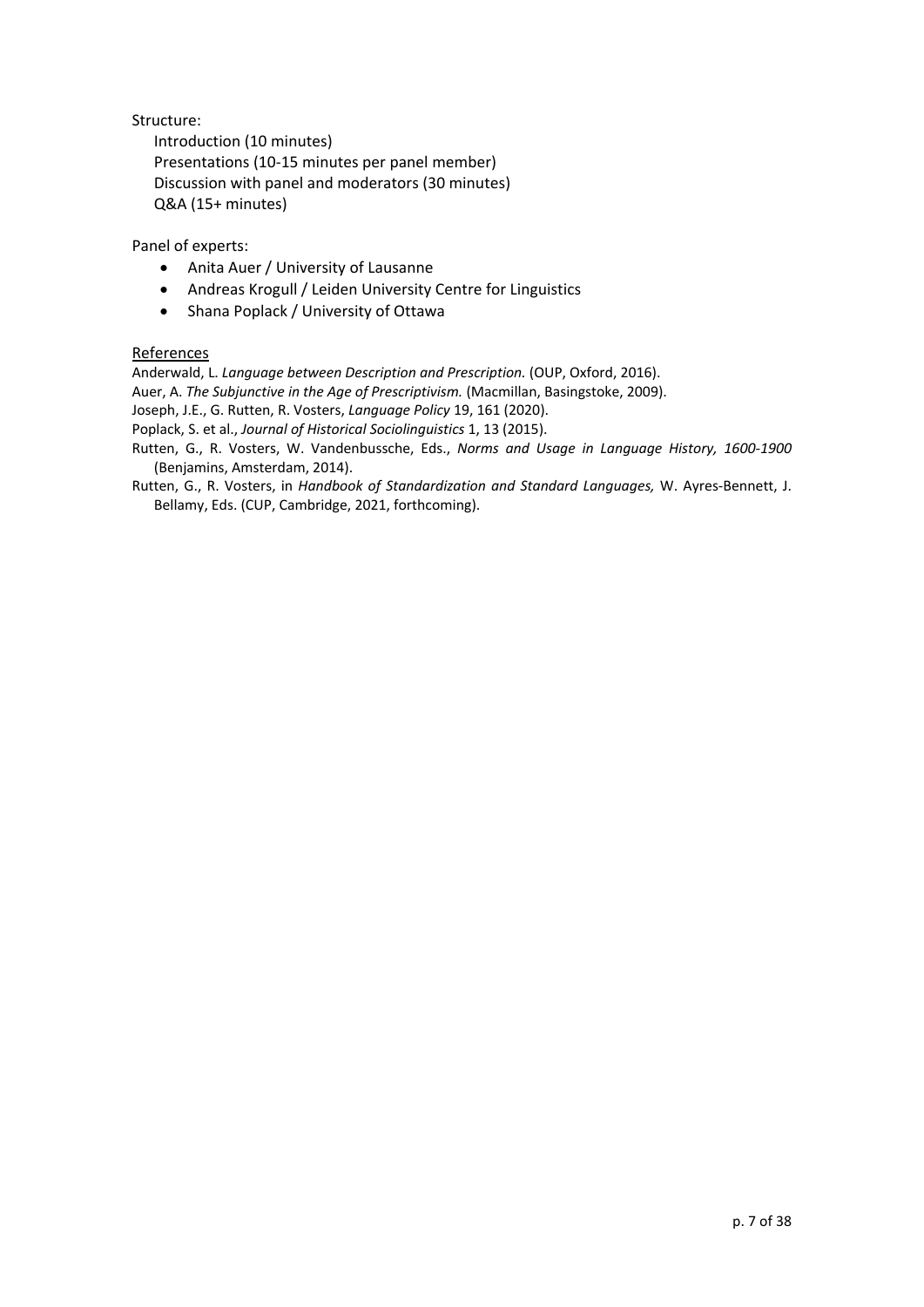Structure:

Introduction (10 minutes)
Presentations (10-15 minutes per panel member)
Discussion with panel and moderators (30 minutes)
Q&A (15+ minutes)

Panel of experts:

- Anita Auer / University of Lausanne
- Andreas Krogull / Leiden University Centre for Linguistics
- Shana Poplack / University of Ottawa

References

Anderwald, L. *Language between Description and Prescription.* (OUP, Oxford, 2016).

Auer, A. *The Subjunctive in the Age of Prescriptivism.* (Macmillan, Basingstoke, 2009).

Joseph, J.E., G. Rutten, R. Vosters, *Language Policy* 19, 161 (2020).

Poplack, S. et al., *Journal of Historical Sociolinguistics* 1, 13 (2015).

Rutten, G., R. Vosters, W. Vandenbussche, Eds., *Norms and Usage in Language History, 1600-1900* (Benjamins, Amsterdam, 2014).

Rutten, G., R. Vosters, in *Handbook of Standardization and Standard Languages,* W. Ayres-Bennett, J. Bellamy, Eds. (CUP, Cambridge, 2021, forthcoming).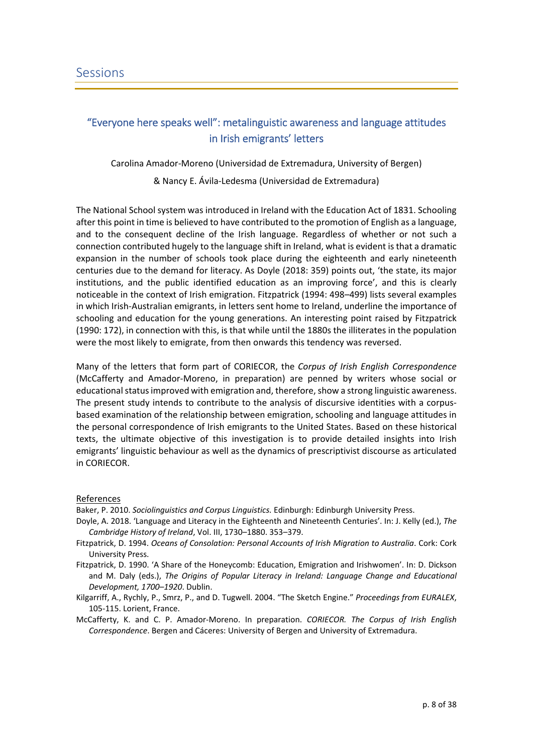# Sessions

## "Everyone here speaks well": metalinguistic awareness and language attitudes in Irish emigrants' letters

Carolina Amador-Moreno (Universidad de Extremadura, University of Bergen)

& Nancy E. Ávila-Ledesma (Universidad de Extremadura)

The National School system was introduced in Ireland with the Education Act of 1831. Schooling after this point in time is believed to have contributed to the promotion of English as a language, and to the consequent decline of the Irish language. Regardless of whether or not such a connection contributed hugely to the language shift in Ireland, what is evident is that a dramatic expansion in the number of schools took place during the eighteenth and early nineteenth centuries due to the demand for literacy. As Doyle (2018: 359) points out, 'the state, its major institutions, and the public identified education as an improving force', and this is clearly noticeable in the context of Irish emigration. Fitzpatrick (1994: 498–499) lists several examples in which Irish-Australian emigrants, in letters sent home to Ireland, underline the importance of schooling and education for the young generations. An interesting point raised by Fitzpatrick (1990: 172), in connection with this, is that while until the 1880s the illiterates in the population were the most likely to emigrate, from then onwards this tendency was reversed.

Many of the letters that form part of CORIECOR, the *Corpus of Irish English Correspondence* (McCafferty and Amador-Moreno, in preparation) are penned by writers whose social or educational status improved with emigration and, therefore, show a strong linguistic awareness. The present study intends to contribute to the analysis of discursive identities with a corpus-based examination of the relationship between emigration, schooling and language attitudes in the personal correspondence of Irish emigrants to the United States. Based on these historical texts, the ultimate objective of this investigation is to provide detailed insights into Irish emigrants' linguistic behaviour as well as the dynamics of prescriptivist discourse as articulated in CORIECOR.

References

Baker, P. 2010. *Sociolinguistics and Corpus Linguistics.* Edinburgh: Edinburgh University Press.

Doyle, A. 2018. 'Language and Literacy in the Eighteenth and Nineteenth Centuries'. In: J. Kelly (ed.), *The Cambridge History of Ireland*, Vol. III, 1730–1880. 353–379.

Fitzpatrick, D. 1994. *Oceans of Consolation: Personal Accounts of Irish Migration to Australia*. Cork: Cork University Press.

Fitzpatrick, D. 1990. 'A Share of the Honeycomb: Education, Emigration and Irishwomen'. In: D. Dickson and M. Daly (eds.), *The Origins of Popular Literacy in Ireland: Language Change and Educational Development, 1700–1920*. Dublin.

Kilgarriff, A., Rychly, P., Smrz, P., and D. Tugwell. 2004. "The Sketch Engine." *Proceedings from EURALEX*, 105-115. Lorient, France.

McCafferty, K. and C. P. Amador-Moreno. In preparation. *CORIECOR. The Corpus of Irish English Correspondence*. Bergen and Cáceres: University of Bergen and University of Extremadura.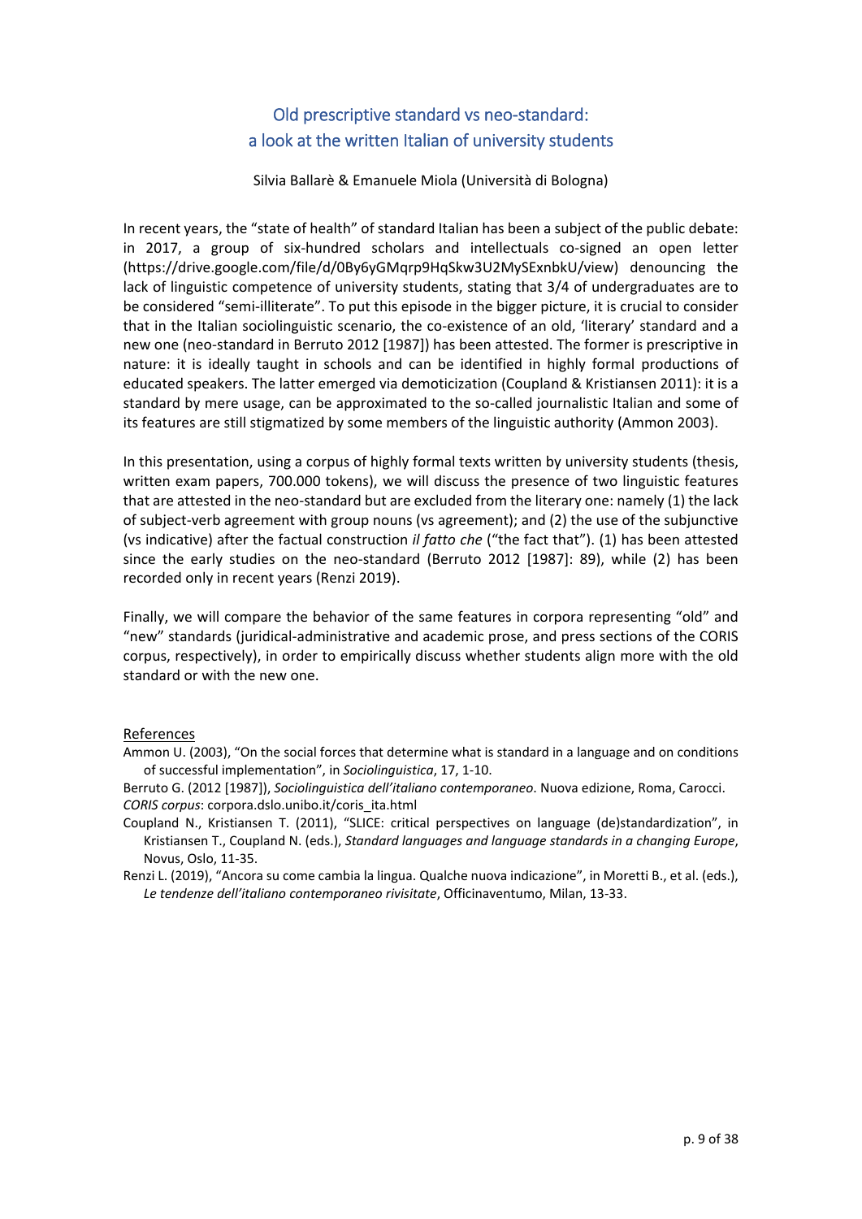# Old prescriptive standard vs neo-standard: a look at the written Italian of university students

Silvia Ballarè & Emanuele Miola (Università di Bologna)

In recent years, the "state of health" of standard Italian has been a subject of the public debate: in 2017, a group of six-hundred scholars and intellectuals co-signed an open letter (https://drive.google.com/file/d/0By6yGMqrp9HqSkw3U2MySExnbkU/view) denouncing the lack of linguistic competence of university students, stating that 3/4 of undergraduates are to be considered "semi-illiterate". To put this episode in the bigger picture, it is crucial to consider that in the Italian sociolinguistic scenario, the co-existence of an old, 'literary' standard and a new one (neo-standard in Berruto 2012 [1987]) has been attested. The former is prescriptive in nature: it is ideally taught in schools and can be identified in highly formal productions of educated speakers. The latter emerged via demoticization (Coupland & Kristiansen 2011): it is a standard by mere usage, can be approximated to the so-called journalistic Italian and some of its features are still stigmatized by some members of the linguistic authority (Ammon 2003).

In this presentation, using a corpus of highly formal texts written by university students (thesis, written exam papers, 700.000 tokens), we will discuss the presence of two linguistic features that are attested in the neo-standard but are excluded from the literary one: namely (1) the lack of subject-verb agreement with group nouns (vs agreement); and (2) the use of the subjunctive (vs indicative) after the factual construction *il fatto che* ("the fact that"). (1) has been attested since the early studies on the neo-standard (Berruto 2012 [1987]: 89), while (2) has been recorded only in recent years (Renzi 2019).

Finally, we will compare the behavior of the same features in corpora representing "old" and "new" standards (juridical-administrative and academic prose, and press sections of the CORIS corpus, respectively), in order to empirically discuss whether students align more with the old standard or with the new one.

## References

Ammon U. (2003), "On the social forces that determine what is standard in a language and on conditions of successful implementation", in *Sociolinguistica*, 17, 1-10.

Berruto G. (2012 [1987]), *Sociolinguistica dell'italiano contemporaneo*. Nuova edizione, Roma, Carocci.

*CORIS corpus*: corpora.dslo.unibo.it/coris_ita.html

Coupland N., Kristiansen T. (2011), "SLICE: critical perspectives on language (de)standardization", in Kristiansen T., Coupland N. (eds.), *Standard languages and language standards in a changing Europe*, Novus, Oslo, 11-35.

Renzi L. (2019), "Ancora su come cambia la lingua. Qualche nuova indicazione", in Moretti B., et al. (eds.), *Le tendenze dell'italiano contemporaneo rivisitate*, Officinaventumo, Milan, 13-33.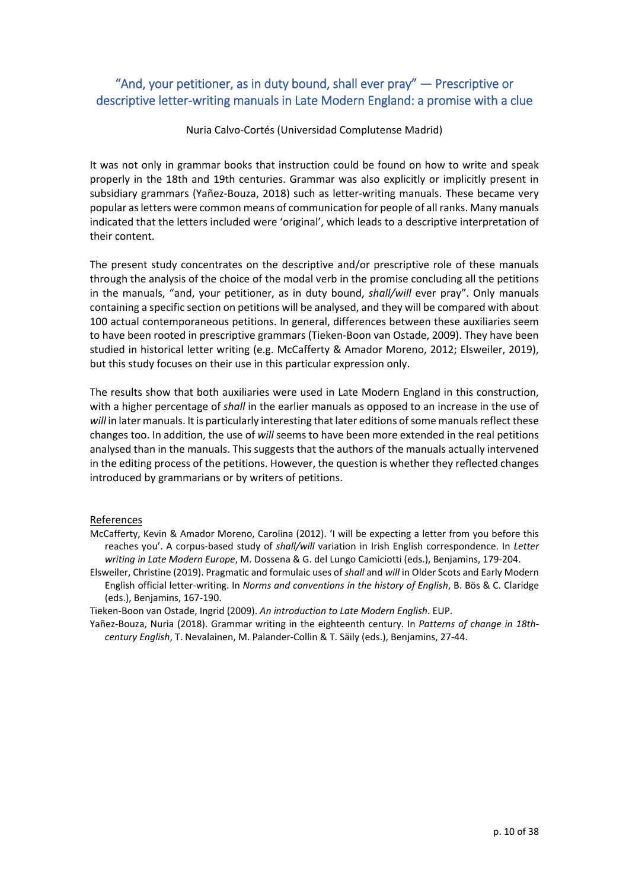## "And, your petitioner, as in duty bound, shall ever pray" — Prescriptive or descriptive letter-writing manuals in Late Modern England: a promise with a clue

Nuria Calvo-Cortés (Universidad Complutense Madrid)

It was not only in grammar books that instruction could be found on how to write and speak properly in the 18th and 19th centuries. Grammar was also explicitly or implicitly present in subsidiary grammars (Yañez-Bouza, 2018) such as letter-writing manuals. These became very popular as letters were common means of communication for people of all ranks. Many manuals indicated that the letters included were 'original', which leads to a descriptive interpretation of their content.

The present study concentrates on the descriptive and/or prescriptive role of these manuals through the analysis of the choice of the modal verb in the promise concluding all the petitions in the manuals, "and, your petitioner, as in duty bound, *shall/will* ever pray". Only manuals containing a specific section on petitions will be analysed, and they will be compared with about 100 actual contemporaneous petitions. In general, differences between these auxiliaries seem to have been rooted in prescriptive grammars (Tieken-Boon van Ostade, 2009). They have been studied in historical letter writing (e.g. McCafferty & Amador Moreno, 2012; Elsweiler, 2019), but this study focuses on their use in this particular expression only.

The results show that both auxiliaries were used in Late Modern England in this construction, with a higher percentage of *shall* in the earlier manuals as opposed to an increase in the use of *will* in later manuals. It is particularly interesting that later editions of some manuals reflect these changes too. In addition, the use of *will* seems to have been more extended in the real petitions analysed than in the manuals. This suggests that the authors of the manuals actually intervened in the editing process of the petitions. However, the question is whether they reflected changes introduced by grammarians or by writers of petitions.

References

McCafferty, Kevin & Amador Moreno, Carolina (2012). 'I will be expecting a letter from you before this reaches you'. A corpus-based study of *shall/will* variation in Irish English correspondence. In *Letter writing in Late Modern Europe*, M. Dossena & G. del Lungo Camiciotti (eds.), Benjamins, 179-204.

Elsweiler, Christine (2019). Pragmatic and formulaic uses of *shall* and *will* in Older Scots and Early Modern English official letter-writing. In *Norms and conventions in the history of English*, B. Bös & C. Claridge (eds.), Benjamins, 167-190.

Tieken-Boon van Ostade, Ingrid (2009). *An introduction to Late Modern English*. EUP.

Yañez-Bouza, Nuria (2018). Grammar writing in the eighteenth century. In *Patterns of change in 18th-century English*, T. Nevalainen, M. Palander-Collin & T. Säily (eds.), Benjamins, 27-44.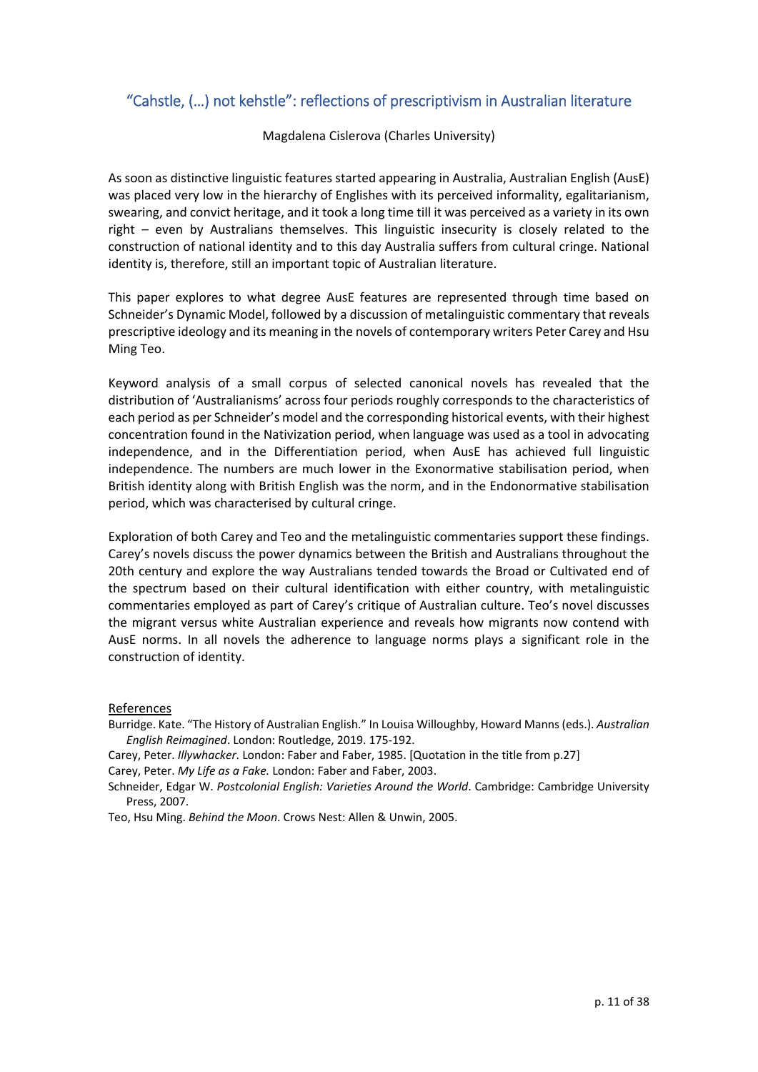## “Cahstle, (…) not kehstle”: reflections of prescriptivism in Australian literature

Magdalena Cislerova (Charles University)

As soon as distinctive linguistic features started appearing in Australia, Australian English (AusE) was placed very low in the hierarchy of Englishes with its perceived informality, egalitarianism, swearing, and convict heritage, and it took a long time till it was perceived as a variety in its own right – even by Australians themselves. This linguistic insecurity is closely related to the construction of national identity and to this day Australia suffers from cultural cringe. National identity is, therefore, still an important topic of Australian literature.

This paper explores to what degree AusE features are represented through time based on Schneider’s Dynamic Model, followed by a discussion of metalinguistic commentary that reveals prescriptive ideology and its meaning in the novels of contemporary writers Peter Carey and Hsu Ming Teo.

Keyword analysis of a small corpus of selected canonical novels has revealed that the distribution of ‘Australianisms’ across four periods roughly corresponds to the characteristics of each period as per Schneider’s model and the corresponding historical events, with their highest concentration found in the Nativization period, when language was used as a tool in advocating independence, and in the Differentiation period, when AusE has achieved full linguistic independence. The numbers are much lower in the Exonormative stabilisation period, when British identity along with British English was the norm, and in the Endonormative stabilisation period, which was characterised by cultural cringe.

Exploration of both Carey and Teo and the metalinguistic commentaries support these findings. Carey’s novels discuss the power dynamics between the British and Australians throughout the 20th century and explore the way Australians tended towards the Broad or Cultivated end of the spectrum based on their cultural identification with either country, with metalinguistic commentaries employed as part of Carey’s critique of Australian culture. Teo’s novel discusses the migrant versus white Australian experience and reveals how migrants now contend with AusE norms. In all novels the adherence to language norms plays a significant role in the construction of identity.

References

Burridge. Kate. “The History of Australian English.” In Louisa Willoughby, Howard Manns (eds.). *Australian English Reimagined*. London: Routledge, 2019. 175-192.

Carey, Peter. *Illywhacker*. London: Faber and Faber, 1985. [Quotation in the title from p.27]

Carey, Peter. *My Life as a Fake.* London: Faber and Faber, 2003.

Schneider, Edgar W. *Postcolonial English: Varieties Around the World*. Cambridge: Cambridge University Press, 2007.

Teo, Hsu Ming. *Behind the Moon*. Crows Nest: Allen & Unwin, 2005.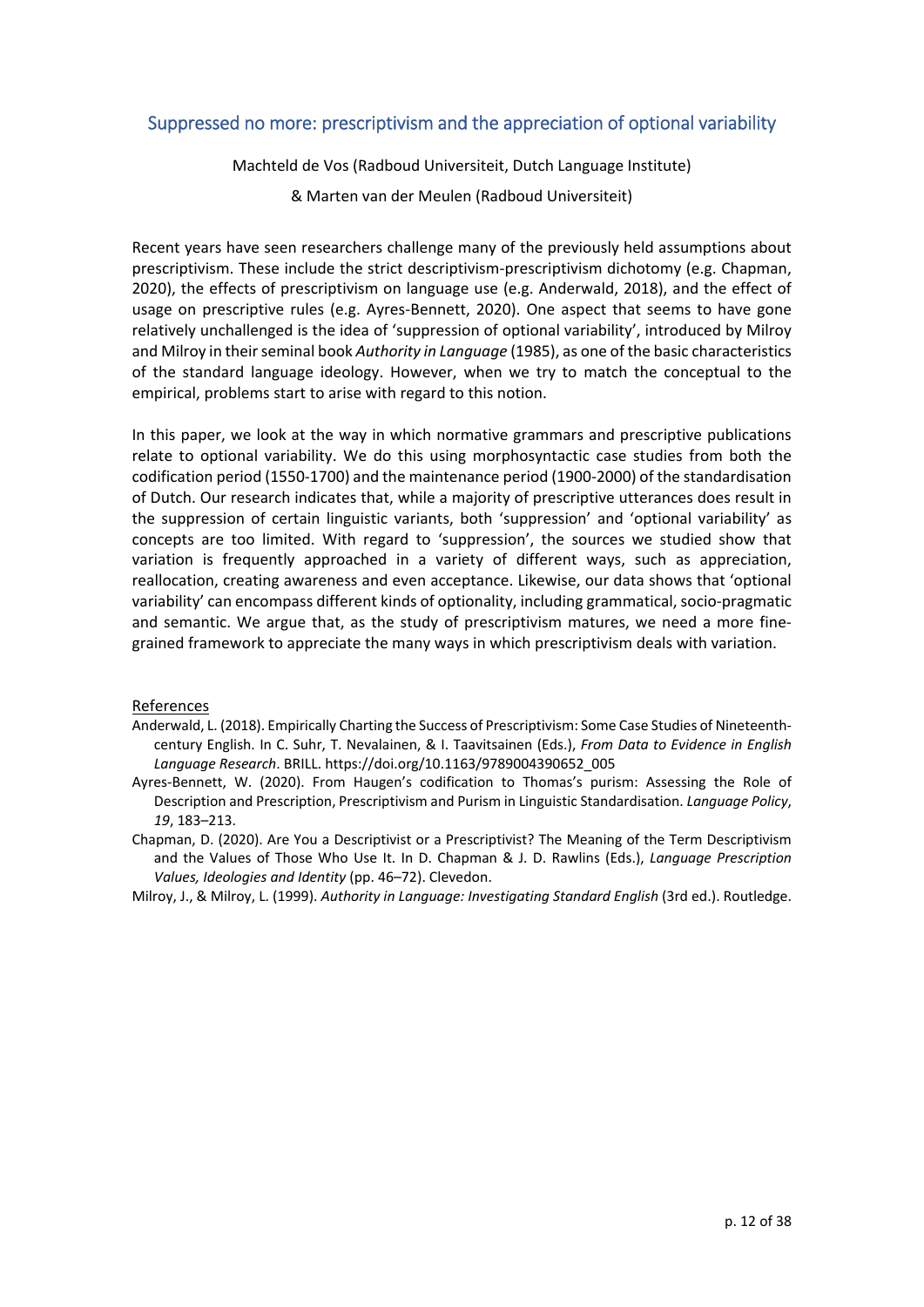## Suppressed no more: prescriptivism and the appreciation of optional variability

Machteld de Vos (Radboud Universiteit, Dutch Language Institute)

& Marten van der Meulen (Radboud Universiteit)

Recent years have seen researchers challenge many of the previously held assumptions about prescriptivism. These include the strict descriptivism-prescriptivism dichotomy (e.g. Chapman, 2020), the effects of prescriptivism on language use (e.g. Anderwald, 2018), and the effect of usage on prescriptive rules (e.g. Ayres-Bennett, 2020). One aspect that seems to have gone relatively unchallenged is the idea of 'suppression of optional variability', introduced by Milroy and Milroy in their seminal book *Authority in Language* (1985), as one of the basic characteristics of the standard language ideology. However, when we try to match the conceptual to the empirical, problems start to arise with regard to this notion.

In this paper, we look at the way in which normative grammars and prescriptive publications relate to optional variability. We do this using morphosyntactic case studies from both the codification period (1550-1700) and the maintenance period (1900-2000) of the standardisation of Dutch. Our research indicates that, while a majority of prescriptive utterances does result in the suppression of certain linguistic variants, both 'suppression' and 'optional variability' as concepts are too limited. With regard to 'suppression', the sources we studied show that variation is frequently approached in a variety of different ways, such as appreciation, reallocation, creating awareness and even acceptance. Likewise, our data shows that 'optional variability' can encompass different kinds of optionality, including grammatical, socio-pragmatic and semantic. We argue that, as the study of prescriptivism matures, we need a more fine-grained framework to appreciate the many ways in which prescriptivism deals with variation.

### References

Anderwald, L. (2018). Empirically Charting the Success of Prescriptivism: Some Case Studies of Nineteenth-century English. In C. Suhr, T. Nevalainen, & I. Taavitsainen (Eds.), *From Data to Evidence in English Language Research*. BRILL. https://doi.org/10.1163/9789004390652_005

Ayres-Bennett, W. (2020). From Haugen's codification to Thomas's purism: Assessing the Role of Description and Prescription, Prescriptivism and Purism in Linguistic Standardisation. *Language Policy*, *19*, 183–213.

Chapman, D. (2020). Are You a Descriptivist or a Prescriptivist? The Meaning of the Term Descriptivism and the Values of Those Who Use It. In D. Chapman & J. D. Rawlins (Eds.), *Language Prescription Values, Ideologies and Identity* (pp. 46–72). Clevedon.

Milroy, J., & Milroy, L. (1999). *Authority in Language: Investigating Standard English* (3rd ed.). Routledge.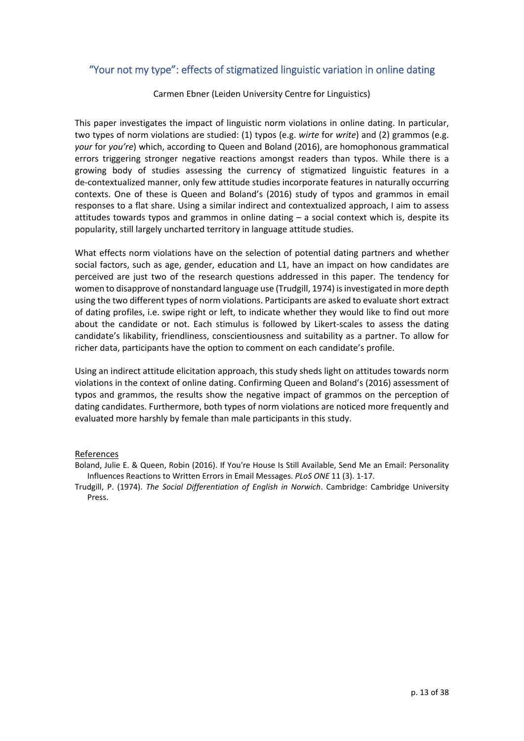## "Your not my type": effects of stigmatized linguistic variation in online dating

Carmen Ebner (Leiden University Centre for Linguistics)

This paper investigates the impact of linguistic norm violations in online dating. In particular, two types of norm violations are studied: (1) typos (e.g. *wirte* for *write*) and (2) grammos (e.g. *your* for *you're*) which, according to Queen and Boland (2016), are homophonous grammatical errors triggering stronger negative reactions amongst readers than typos. While there is a growing body of studies assessing the currency of stigmatized linguistic features in a de-contextualized manner, only few attitude studies incorporate features in naturally occurring contexts. One of these is Queen and Boland's (2016) study of typos and grammos in email responses to a flat share. Using a similar indirect and contextualized approach, I aim to assess attitudes towards typos and grammos in online dating – a social context which is, despite its popularity, still largely uncharted territory in language attitude studies.

What effects norm violations have on the selection of potential dating partners and whether social factors, such as age, gender, education and L1, have an impact on how candidates are perceived are just two of the research questions addressed in this paper. The tendency for women to disapprove of nonstandard language use (Trudgill, 1974) is investigated in more depth using the two different types of norm violations. Participants are asked to evaluate short extract of dating profiles, i.e. swipe right or left, to indicate whether they would like to find out more about the candidate or not. Each stimulus is followed by Likert-scales to assess the dating candidate's likability, friendliness, conscientiousness and suitability as a partner. To allow for richer data, participants have the option to comment on each candidate's profile.

Using an indirect attitude elicitation approach, this study sheds light on attitudes towards norm violations in the context of online dating. Confirming Queen and Boland's (2016) assessment of typos and grammos, the results show the negative impact of grammos on the perception of dating candidates. Furthermore, both types of norm violations are noticed more frequently and evaluated more harshly by female than male participants in this study.

References

Boland, Julie E. & Queen, Robin (2016). If You're House Is Still Available, Send Me an Email: Personality Influences Reactions to Written Errors in Email Messages. *PLoS ONE* 11 (3). 1-17.

Trudgill, P. (1974). *The Social Differentiation of English in Norwich*. Cambridge: Cambridge University Press.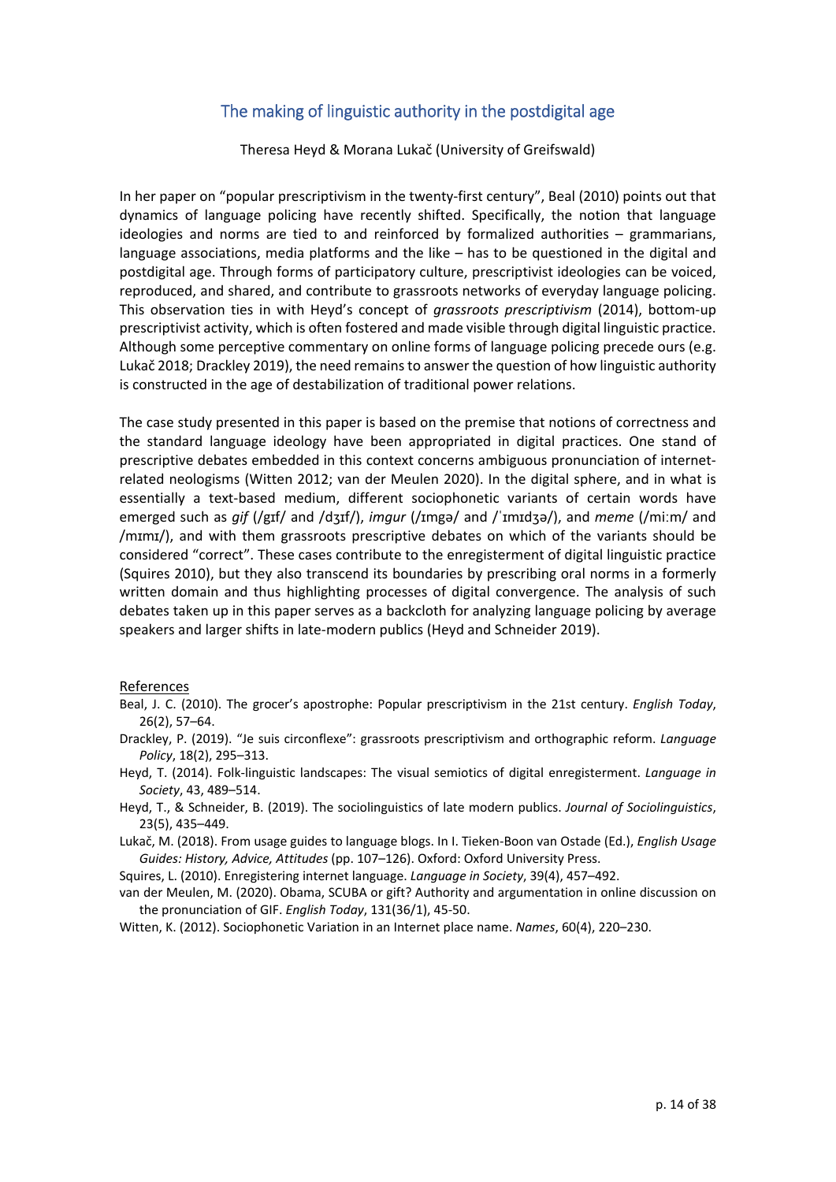## The making of linguistic authority in the postdigital age

Theresa Heyd & Morana Lukač (University of Greifswald)

In her paper on "popular prescriptivism in the twenty-first century", Beal (2010) points out that dynamics of language policing have recently shifted. Specifically, the notion that language ideologies and norms are tied to and reinforced by formalized authorities – grammarians, language associations, media platforms and the like – has to be questioned in the digital and postdigital age. Through forms of participatory culture, prescriptivist ideologies can be voiced, reproduced, and shared, and contribute to grassroots networks of everyday language policing. This observation ties in with Heyd's concept of *grassroots prescriptivism* (2014), bottom-up prescriptivist activity, which is often fostered and made visible through digital linguistic practice. Although some perceptive commentary on online forms of language policing precede ours (e.g. Lukač 2018; Drackley 2019), the need remains to answer the question of how linguistic authority is constructed in the age of destabilization of traditional power relations.

The case study presented in this paper is based on the premise that notions of correctness and the standard language ideology have been appropriated in digital practices. One stand of prescriptive debates embedded in this context concerns ambiguous pronunciation of internet-related neologisms (Witten 2012; van der Meulen 2020). In the digital sphere, and in what is essentially a text-based medium, different sociophonetic variants of certain words have emerged such as *gif* (/gɪf/ and /dʒɪf/), *imgur* (/ɪmgə/ and /ˈɪmɪdʒə/), and *meme* (/miːm/ and /mɪmɪ/), and with them grassroots prescriptive debates on which of the variants should be considered "correct". These cases contribute to the enregisterment of digital linguistic practice (Squires 2010), but they also transcend its boundaries by prescribing oral norms in a formerly written domain and thus highlighting processes of digital convergence. The analysis of such debates taken up in this paper serves as a backcloth for analyzing language policing by average speakers and larger shifts in late-modern publics (Heyd and Schneider 2019).

References

Beal, J. C. (2010). The grocer's apostrophe: Popular prescriptivism in the 21st century. *English Today*, 26(2), 57–64.

Drackley, P. (2019). "Je suis circonflexe": grassroots prescriptivism and orthographic reform. *Language Policy*, 18(2), 295–313.

Heyd, T. (2014). Folk-linguistic landscapes: The visual semiotics of digital enregisterment. *Language in Society*, 43, 489–514.

Heyd, T., & Schneider, B. (2019). The sociolinguistics of late modern publics. *Journal of Sociolinguistics*, 23(5), 435–449.

Lukač, M. (2018). From usage guides to language blogs. In I. Tieken-Boon van Ostade (Ed.), *English Usage Guides: History, Advice, Attitudes* (pp. 107–126). Oxford: Oxford University Press.

Squires, L. (2010). Enregistering internet language. *Language in Society*, 39(4), 457–492.

van der Meulen, M. (2020). Obama, SCUBA or gift? Authority and argumentation in online discussion on the pronunciation of GIF. *English Today*, 131(36/1), 45-50.

Witten, K. (2012). Sociophonetic Variation in an Internet place name. *Names*, 60(4), 220–230.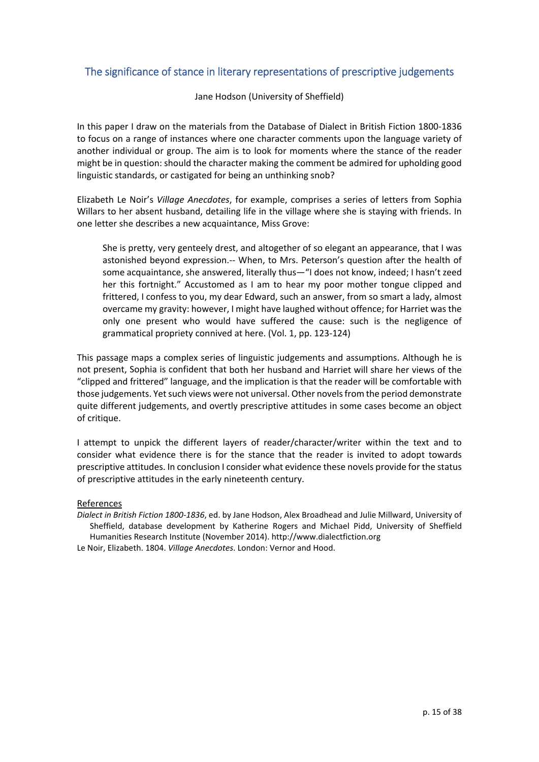## The significance of stance in literary representations of prescriptive judgements

Jane Hodson (University of Sheffield)

In this paper I draw on the materials from the Database of Dialect in British Fiction 1800-1836 to focus on a range of instances where one character comments upon the language variety of another individual or group. The aim is to look for moments where the stance of the reader might be in question: should the character making the comment be admired for upholding good linguistic standards, or castigated for being an unthinking snob?

Elizabeth Le Noir's *Village Anecdotes*, for example, comprises a series of letters from Sophia Willars to her absent husband, detailing life in the village where she is staying with friends. In one letter she describes a new acquaintance, Miss Grove:

> She is pretty, very genteely drest, and altogether of so elegant an appearance, that I was astonished beyond expression.-- When, to Mrs. Peterson's question after the health of some acquaintance, she answered, literally thus—"I does not know, indeed; I hasn't zeed her this fortnight." Accustomed as I am to hear my poor mother tongue clipped and frittered, I confess to you, my dear Edward, such an answer, from so smart a lady, almost overcame my gravity: however, I might have laughed without offence; for Harriet was the only one present who would have suffered the cause: such is the negligence of grammatical propriety connived at here. (Vol. 1, pp. 123-124)

This passage maps a complex series of linguistic judgements and assumptions. Although he is not present, Sophia is confident that both her husband and Harriet will share her views of the "clipped and frittered" language, and the implication is that the reader will be comfortable with those judgements. Yet such views were not universal. Other novels from the period demonstrate quite different judgements, and overtly prescriptive attitudes in some cases become an object of critique.

I attempt to unpick the different layers of reader/character/writer within the text and to consider what evidence there is for the stance that the reader is invited to adopt towards prescriptive attitudes. In conclusion I consider what evidence these novels provide for the status of prescriptive attitudes in the early nineteenth century.

References

*Dialect in British Fiction 1800-1836*, ed. by Jane Hodson, Alex Broadhead and Julie Millward, University of Sheffield, database development by Katherine Rogers and Michael Pidd, University of Sheffield Humanities Research Institute (November 2014). http://www.dialectfiction.org

Le Noir, Elizabeth. 1804. *Village Anecdotes*. London: Vernor and Hood.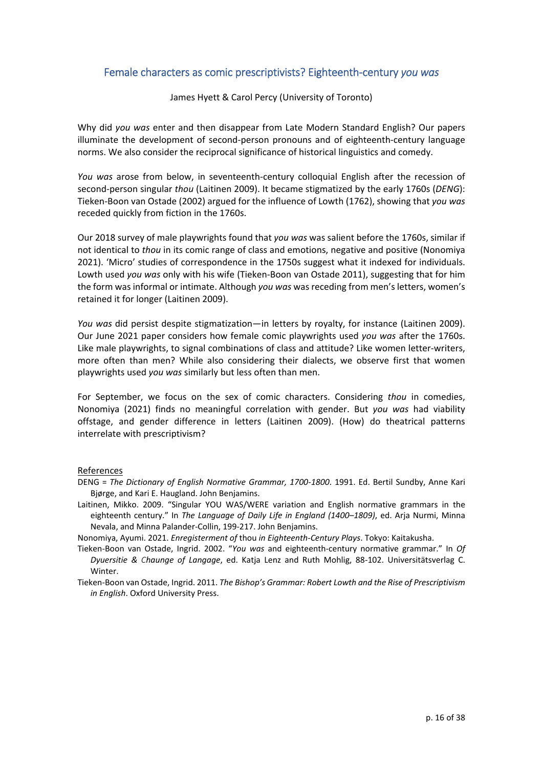## Female characters as comic prescriptivists? Eighteenth-century *you was*

James Hyett & Carol Percy (University of Toronto)

Why did *you was* enter and then disappear from Late Modern Standard English? Our papers illuminate the development of second-person pronouns and of eighteenth-century language norms. We also consider the reciprocal significance of historical linguistics and comedy.

*You was* arose from below, in seventeenth-century colloquial English after the recession of second-person singular *thou* (Laitinen 2009). It became stigmatized by the early 1760s (*DENG*): Tieken-Boon van Ostade (2002) argued for the influence of Lowth (1762), showing that *you was* receded quickly from fiction in the 1760s.

Our 2018 survey of male playwrights found that *you was* was salient before the 1760s, similar if not identical to *thou* in its comic range of class and emotions, negative and positive (Nonomiya 2021). 'Micro' studies of correspondence in the 1750s suggest what it indexed for individuals. Lowth used *you was* only with his wife (Tieken-Boon van Ostade 2011), suggesting that for him the form was informal or intimate. Although *you was* was receding from men's letters, women's retained it for longer (Laitinen 2009).

*You was* did persist despite stigmatization—in letters by royalty, for instance (Laitinen 2009). Our June 2021 paper considers how female comic playwrights used *you was* after the 1760s. Like male playwrights, to signal combinations of class and attitude? Like women letter-writers, more often than men? While also considering their dialects, we observe first that women playwrights used *you was* similarly but less often than men.

For September, we focus on the sex of comic characters. Considering *thou* in comedies, Nonomiya (2021) finds no meaningful correlation with gender. But *you was* had viability offstage, and gender difference in letters (Laitinen 2009). (How) do theatrical patterns interrelate with prescriptivism?

### References

DENG = *The Dictionary of English Normative Grammar, 1700-1800*. 1991. Ed. Bertil Sundby, Anne Kari Bjørge, and Kari E. Haugland. John Benjamins.

Laitinen, Mikko. 2009. "Singular YOU WAS/WERE variation and English normative grammars in the eighteenth century." In *The Language of Daily Life in England (1400–1809)*, ed. Arja Nurmi, Minna Nevala, and Minna Palander-Collin, 199-217. John Benjamins.

Nonomiya, Ayumi. 2021. *Enregisterment of* thou *in Eighteenth-Century Plays*. Tokyo: Kaitakusha.

Tieken-Boon van Ostade, Ingrid. 2002. "*You was* and eighteenth-century normative grammar." In *Of Dyuersitie & Chaunge of Langage*, ed. Katja Lenz and Ruth Mohlig, 88-102. Universitätsverlag C. Winter.

Tieken-Boon van Ostade, Ingrid. 2011. *The Bishop's Grammar: Robert Lowth and the Rise of Prescriptivism in English*. Oxford University Press.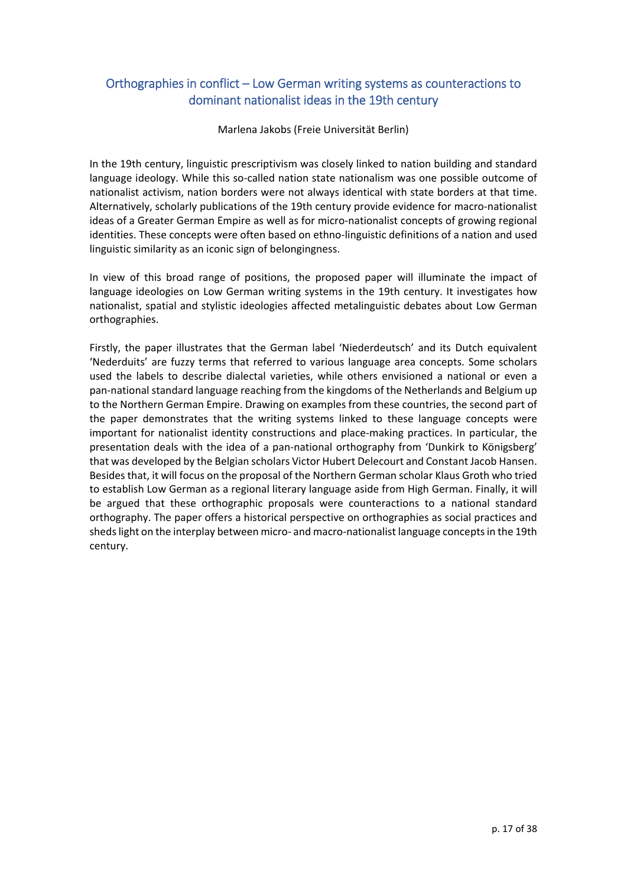## Orthographies in conflict – Low German writing systems as counteractions to dominant nationalist ideas in the 19th century

Marlena Jakobs (Freie Universität Berlin)

In the 19th century, linguistic prescriptivism was closely linked to nation building and standard language ideology. While this so-called nation state nationalism was one possible outcome of nationalist activism, nation borders were not always identical with state borders at that time. Alternatively, scholarly publications of the 19th century provide evidence for macro-nationalist ideas of a Greater German Empire as well as for micro-nationalist concepts of growing regional identities. These concepts were often based on ethno-linguistic definitions of a nation and used linguistic similarity as an iconic sign of belongingness.

In view of this broad range of positions, the proposed paper will illuminate the impact of language ideologies on Low German writing systems in the 19th century. It investigates how nationalist, spatial and stylistic ideologies affected metalinguistic debates about Low German orthographies.

Firstly, the paper illustrates that the German label 'Niederdeutsch' and its Dutch equivalent 'Nederduits' are fuzzy terms that referred to various language area concepts. Some scholars used the labels to describe dialectal varieties, while others envisioned a national or even a pan-national standard language reaching from the kingdoms of the Netherlands and Belgium up to the Northern German Empire. Drawing on examples from these countries, the second part of the paper demonstrates that the writing systems linked to these language concepts were important for nationalist identity constructions and place-making practices. In particular, the presentation deals with the idea of a pan-national orthography from 'Dunkirk to Königsberg' that was developed by the Belgian scholars Victor Hubert Delecourt and Constant Jacob Hansen. Besides that, it will focus on the proposal of the Northern German scholar Klaus Groth who tried to establish Low German as a regional literary language aside from High German. Finally, it will be argued that these orthographic proposals were counteractions to a national standard orthography. The paper offers a historical perspective on orthographies as social practices and sheds light on the interplay between micro- and macro-nationalist language concepts in the 19th century.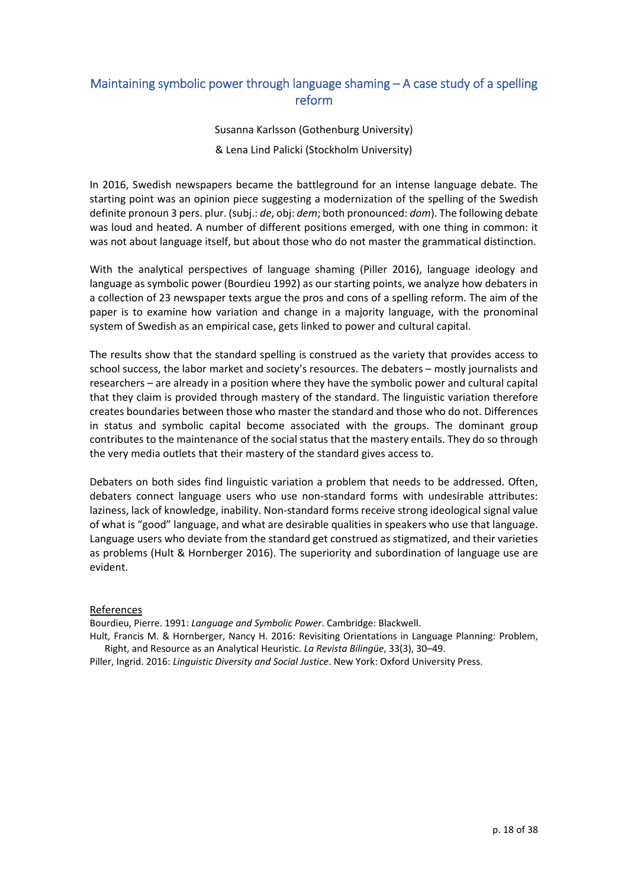## Maintaining symbolic power through language shaming – A case study of a spelling reform

Susanna Karlsson (Gothenburg University)

& Lena Lind Palicki (Stockholm University)

In 2016, Swedish newspapers became the battleground for an intense language debate. The starting point was an opinion piece suggesting a modernization of the spelling of the Swedish definite pronoun 3 pers. plur. (subj.: *de*, obj: *dem*; both pronounced: *dom*). The following debate was loud and heated. A number of different positions emerged, with one thing in common: it was not about language itself, but about those who do not master the grammatical distinction.

With the analytical perspectives of language shaming (Piller 2016), language ideology and language as symbolic power (Bourdieu 1992) as our starting points, we analyze how debaters in a collection of 23 newspaper texts argue the pros and cons of a spelling reform. The aim of the paper is to examine how variation and change in a majority language, with the pronominal system of Swedish as an empirical case, gets linked to power and cultural capital.

The results show that the standard spelling is construed as the variety that provides access to school success, the labor market and society's resources. The debaters – mostly journalists and researchers – are already in a position where they have the symbolic power and cultural capital that they claim is provided through mastery of the standard. The linguistic variation therefore creates boundaries between those who master the standard and those who do not. Differences in status and symbolic capital become associated with the groups. The dominant group contributes to the maintenance of the social status that the mastery entails. They do so through the very media outlets that their mastery of the standard gives access to.

Debaters on both sides find linguistic variation a problem that needs to be addressed. Often, debaters connect language users who use non-standard forms with undesirable attributes: laziness, lack of knowledge, inability. Non-standard forms receive strong ideological signal value of what is "good" language, and what are desirable qualities in speakers who use that language. Language users who deviate from the standard get construed as stigmatized, and their varieties as problems (Hult & Hornberger 2016). The superiority and subordination of language use are evident.

### References

Bourdieu, Pierre. 1991: *Language and Symbolic Power*. Cambridge: Blackwell.

Hult, Francis M. & Hornberger, Nancy H. 2016: Revisiting Orientations in Language Planning: Problem, Right, and Resource as an Analytical Heuristic. *La Revista Bilingüe*, 33(3), 30–49.

Piller, Ingrid. 2016: *Linguistic Diversity and Social Justice*. New York: Oxford University Press.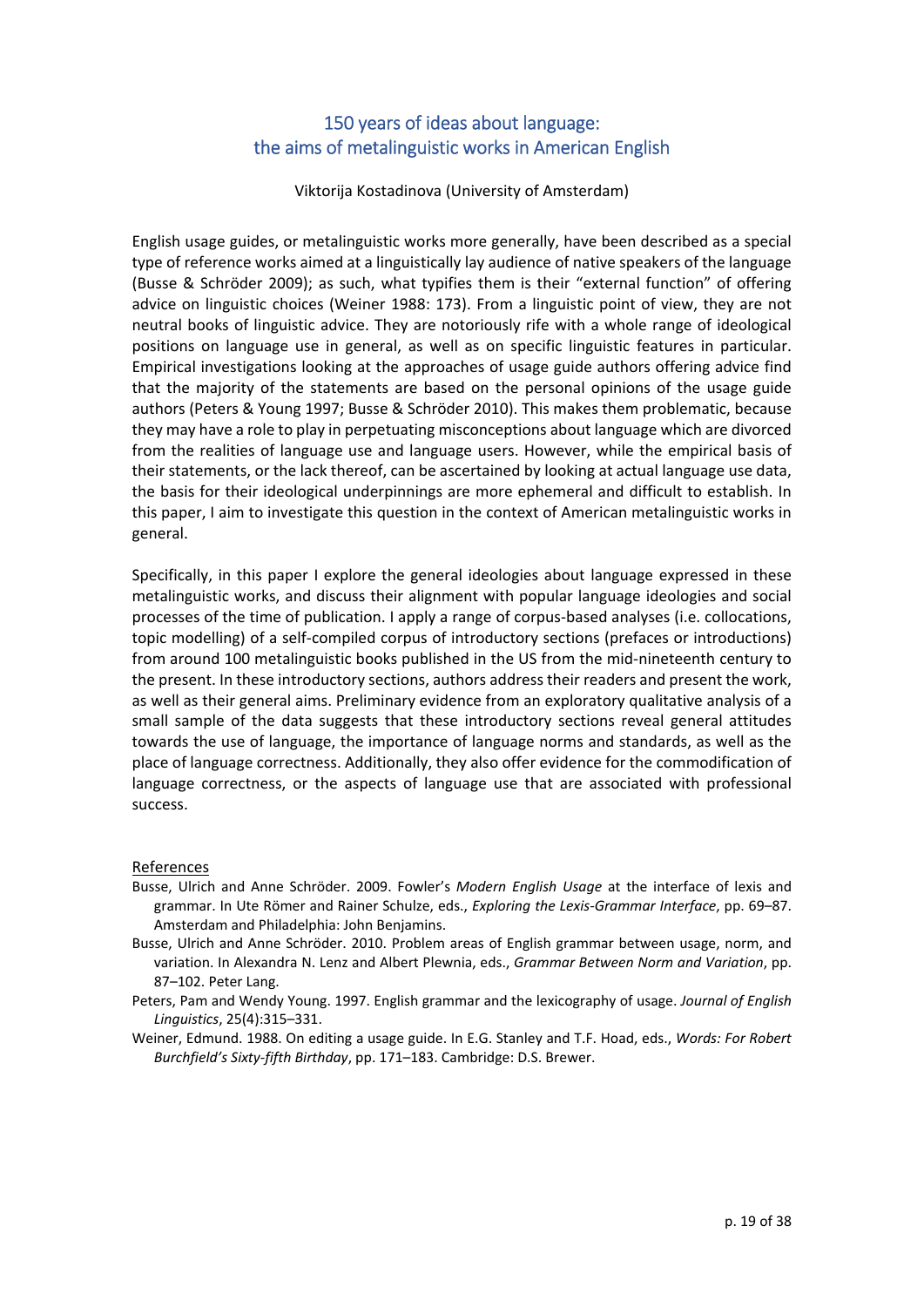# 150 years of ideas about language: the aims of metalinguistic works in American English

Viktorija Kostadinova (University of Amsterdam)

English usage guides, or metalinguistic works more generally, have been described as a special type of reference works aimed at a linguistically lay audience of native speakers of the language (Busse & Schröder 2009); as such, what typifies them is their "external function" of offering advice on linguistic choices (Weiner 1988: 173). From a linguistic point of view, they are not neutral books of linguistic advice. They are notoriously rife with a whole range of ideological positions on language use in general, as well as on specific linguistic features in particular. Empirical investigations looking at the approaches of usage guide authors offering advice find that the majority of the statements are based on the personal opinions of the usage guide authors (Peters & Young 1997; Busse & Schröder 2010). This makes them problematic, because they may have a role to play in perpetuating misconceptions about language which are divorced from the realities of language use and language users. However, while the empirical basis of their statements, or the lack thereof, can be ascertained by looking at actual language use data, the basis for their ideological underpinnings are more ephemeral and difficult to establish. In this paper, I aim to investigate this question in the context of American metalinguistic works in general.

Specifically, in this paper I explore the general ideologies about language expressed in these metalinguistic works, and discuss their alignment with popular language ideologies and social processes of the time of publication. I apply a range of corpus-based analyses (i.e. collocations, topic modelling) of a self-compiled corpus of introductory sections (prefaces or introductions) from around 100 metalinguistic books published in the US from the mid-nineteenth century to the present. In these introductory sections, authors address their readers and present the work, as well as their general aims. Preliminary evidence from an exploratory qualitative analysis of a small sample of the data suggests that these introductory sections reveal general attitudes towards the use of language, the importance of language norms and standards, as well as the place of language correctness. Additionally, they also offer evidence for the commodification of language correctness, or the aspects of language use that are associated with professional success.

## References

Busse, Ulrich and Anne Schröder. 2009. Fowler's *Modern English Usage* at the interface of lexis and grammar. In Ute Römer and Rainer Schulze, eds., *Exploring the Lexis-Grammar Interface*, pp. 69–87. Amsterdam and Philadelphia: John Benjamins.

Busse, Ulrich and Anne Schröder. 2010. Problem areas of English grammar between usage, norm, and variation. In Alexandra N. Lenz and Albert Plewnia, eds., *Grammar Between Norm and Variation*, pp. 87–102. Peter Lang.

Peters, Pam and Wendy Young. 1997. English grammar and the lexicography of usage. *Journal of English Linguistics*, 25(4):315–331.

Weiner, Edmund. 1988. On editing a usage guide. In E.G. Stanley and T.F. Hoad, eds., *Words: For Robert Burchfield's Sixty-fifth Birthday*, pp. 171–183. Cambridge: D.S. Brewer.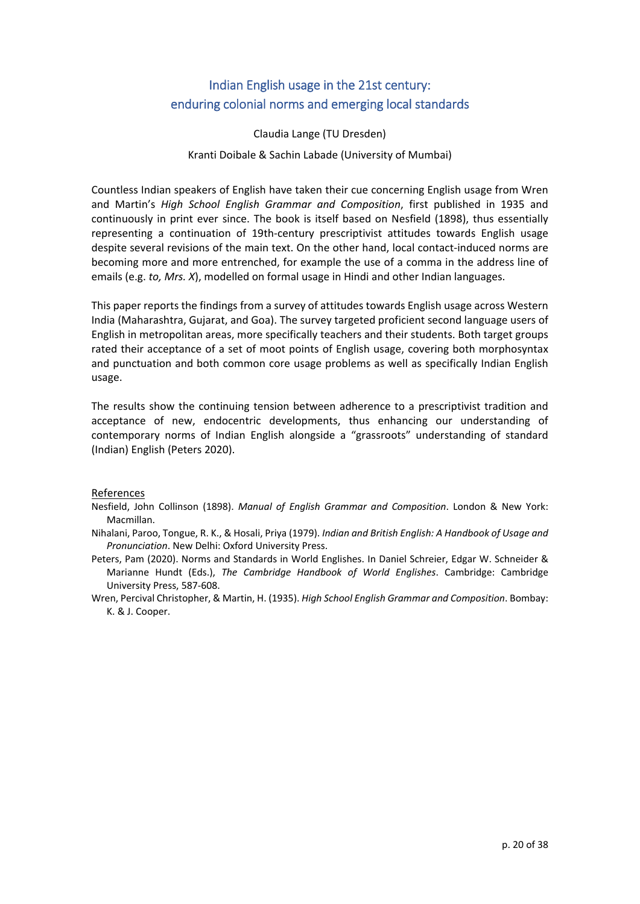# Indian English usage in the 21st century: enduring colonial norms and emerging local standards

Claudia Lange (TU Dresden)

Kranti Doibale & Sachin Labade (University of Mumbai)

Countless Indian speakers of English have taken their cue concerning English usage from Wren and Martin's *High School English Grammar and Composition*, first published in 1935 and continuously in print ever since. The book is itself based on Nesfield (1898), thus essentially representing a continuation of 19th-century prescriptivist attitudes towards English usage despite several revisions of the main text. On the other hand, local contact-induced norms are becoming more and more entrenched, for example the use of a comma in the address line of emails (e.g. *to, Mrs. X*), modelled on formal usage in Hindi and other Indian languages.

This paper reports the findings from a survey of attitudes towards English usage across Western India (Maharashtra, Gujarat, and Goa). The survey targeted proficient second language users of English in metropolitan areas, more specifically teachers and their students. Both target groups rated their acceptance of a set of moot points of English usage, covering both morphosyntax and punctuation and both common core usage problems as well as specifically Indian English usage.

The results show the continuing tension between adherence to a prescriptivist tradition and acceptance of new, endocentric developments, thus enhancing our understanding of contemporary norms of Indian English alongside a "grassroots" understanding of standard (Indian) English (Peters 2020).

## References

Nesfield, John Collinson (1898). *Manual of English Grammar and Composition*. London & New York: Macmillan.

Nihalani, Paroo, Tongue, R. K., & Hosali, Priya (1979). *Indian and British English: A Handbook of Usage and Pronunciation*. New Delhi: Oxford University Press.

Peters, Pam (2020). Norms and Standards in World Englishes. In Daniel Schreier, Edgar W. Schneider & Marianne Hundt (Eds.), *The Cambridge Handbook of World Englishes*. Cambridge: Cambridge University Press, 587-608.

Wren, Percival Christopher, & Martin, H. (1935). *High School English Grammar and Composition*. Bombay: K. & J. Cooper.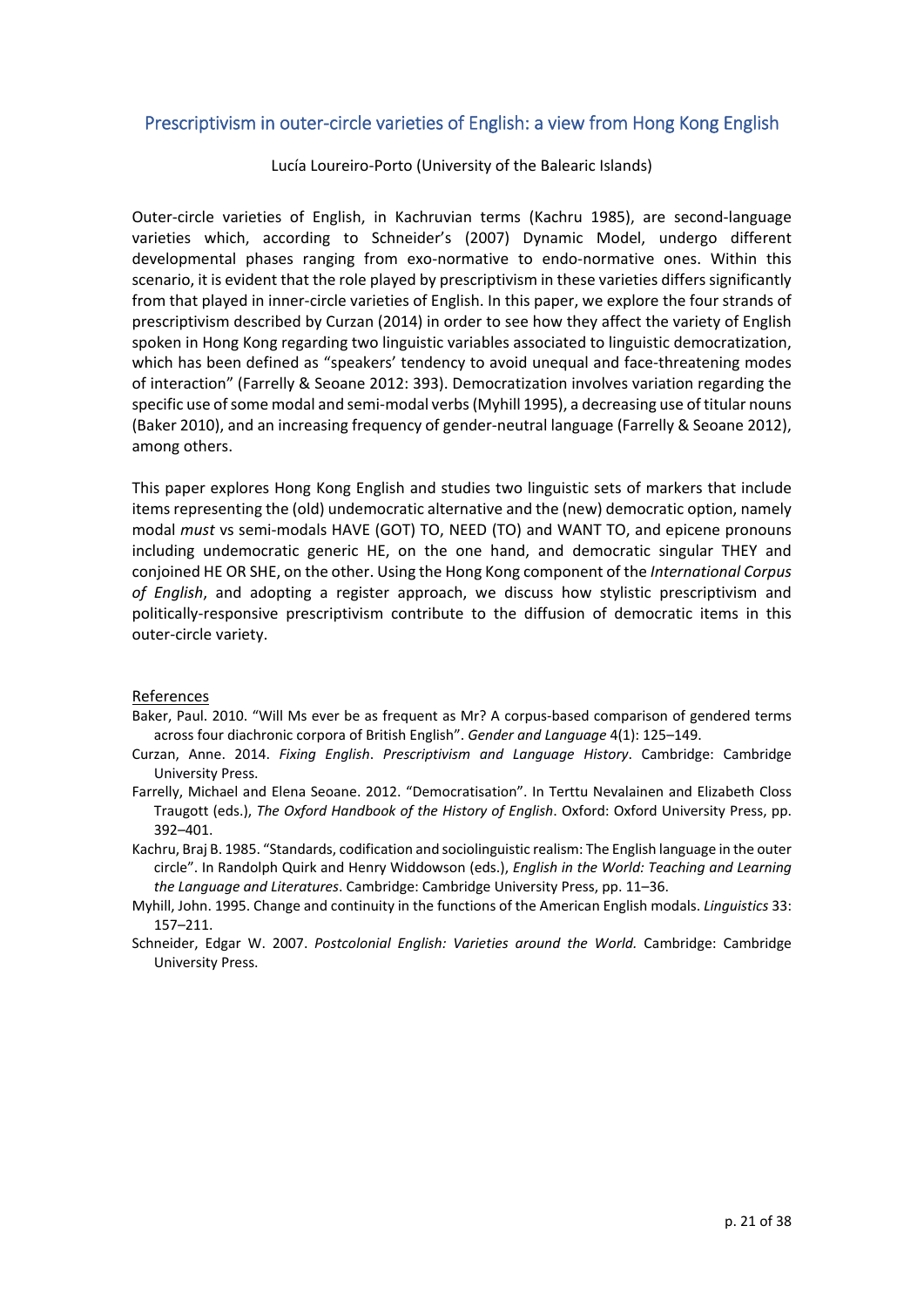## Prescriptivism in outer-circle varieties of English: a view from Hong Kong English

Lucía Loureiro-Porto (University of the Balearic Islands)

Outer-circle varieties of English, in Kachruvian terms (Kachru 1985), are second-language varieties which, according to Schneider's (2007) Dynamic Model, undergo different developmental phases ranging from exo-normative to endo-normative ones. Within this scenario, it is evident that the role played by prescriptivism in these varieties differs significantly from that played in inner-circle varieties of English. In this paper, we explore the four strands of prescriptivism described by Curzan (2014) in order to see how they affect the variety of English spoken in Hong Kong regarding two linguistic variables associated to linguistic democratization, which has been defined as "speakers' tendency to avoid unequal and face-threatening modes of interaction" (Farrelly & Seoane 2012: 393). Democratization involves variation regarding the specific use of some modal and semi-modal verbs (Myhill 1995), a decreasing use of titular nouns (Baker 2010), and an increasing frequency of gender-neutral language (Farrelly & Seoane 2012), among others.

This paper explores Hong Kong English and studies two linguistic sets of markers that include items representing the (old) undemocratic alternative and the (new) democratic option, namely modal *must* vs semi-modals HAVE (GOT) TO, NEED (TO) and WANT TO, and epicene pronouns including undemocratic generic HE, on the one hand, and democratic singular THEY and conjoined HE OR SHE, on the other. Using the Hong Kong component of the *International Corpus of English*, and adopting a register approach, we discuss how stylistic prescriptivism and politically-responsive prescriptivism contribute to the diffusion of democratic items in this outer-circle variety.

### References

Baker, Paul. 2010. "Will Ms ever be as frequent as Mr? A corpus-based comparison of gendered terms across four diachronic corpora of British English". *Gender and Language* 4(1): 125–149.

Curzan, Anne. 2014. *Fixing English*. *Prescriptivism and Language History*. Cambridge: Cambridge University Press.

Farrelly, Michael and Elena Seoane. 2012. "Democratisation". In Terttu Nevalainen and Elizabeth Closs Traugott (eds.), *The Oxford Handbook of the History of English*. Oxford: Oxford University Press, pp. 392–401.

Kachru, Braj B. 1985. "Standards, codification and sociolinguistic realism: The English language in the outer circle". In Randolph Quirk and Henry Widdowson (eds.), *English in the World: Teaching and Learning the Language and Literatures*. Cambridge: Cambridge University Press, pp. 11–36.

Myhill, John. 1995. Change and continuity in the functions of the American English modals. *Linguistics* 33: 157–211.

Schneider, Edgar W. 2007. *Postcolonial English: Varieties around the World.* Cambridge: Cambridge University Press.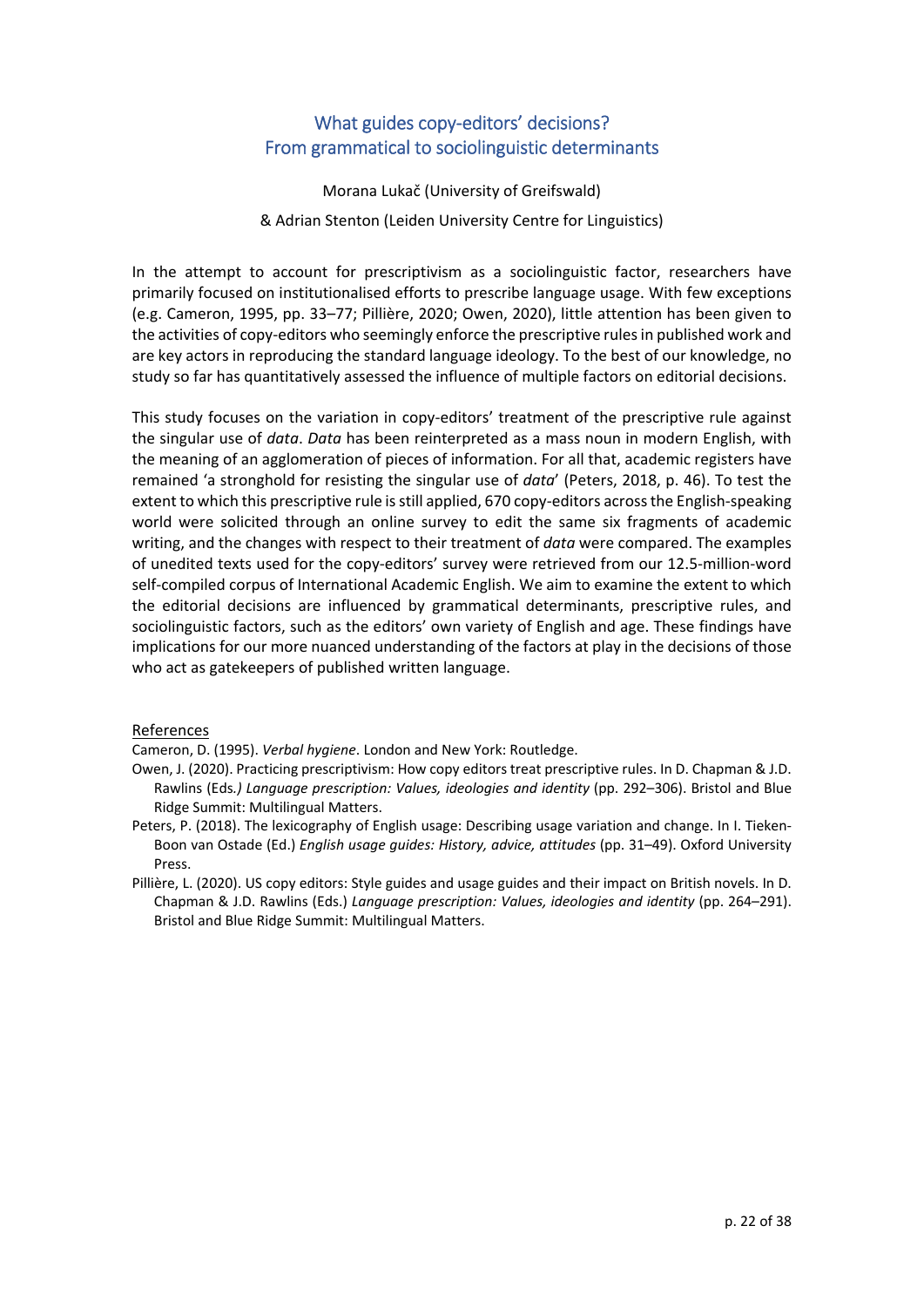## What guides copy-editors' decisions?
## From grammatical to sociolinguistic determinants

Morana Lukač (University of Greifswald)

& Adrian Stenton (Leiden University Centre for Linguistics)

In the attempt to account for prescriptivism as a sociolinguistic factor, researchers have primarily focused on institutionalised efforts to prescribe language usage. With few exceptions (e.g. Cameron, 1995, pp. 33–77; Pillière, 2020; Owen, 2020), little attention has been given to the activities of copy-editors who seemingly enforce the prescriptive rules in published work and are key actors in reproducing the standard language ideology. To the best of our knowledge, no study so far has quantitatively assessed the influence of multiple factors on editorial decisions.

This study focuses on the variation in copy-editors' treatment of the prescriptive rule against the singular use of *data*. *Data* has been reinterpreted as a mass noun in modern English, with the meaning of an agglomeration of pieces of information. For all that, academic registers have remained 'a stronghold for resisting the singular use of *data*' (Peters, 2018, p. 46). To test the extent to which this prescriptive rule is still applied, 670 copy-editors across the English-speaking world were solicited through an online survey to edit the same six fragments of academic writing, and the changes with respect to their treatment of *data* were compared. The examples of unedited texts used for the copy-editors' survey were retrieved from our 12.5-million-word self-compiled corpus of International Academic English. We aim to examine the extent to which the editorial decisions are influenced by grammatical determinants, prescriptive rules, and sociolinguistic factors, such as the editors' own variety of English and age. These findings have implications for our more nuanced understanding of the factors at play in the decisions of those who act as gatekeepers of published written language.

<u>References</u>

Cameron, D. (1995). *Verbal hygiene*. London and New York: Routledge.

Owen, J. (2020). Practicing prescriptivism: How copy editors treat prescriptive rules. In D. Chapman & J.D. Rawlins (Eds*.) Language prescription: Values, ideologies and identity* (pp. 292–306). Bristol and Blue Ridge Summit: Multilingual Matters.

Peters, P. (2018). The lexicography of English usage: Describing usage variation and change. In I. Tieken-Boon van Ostade (Ed.) *English usage guides: History, advice, attitudes* (pp. 31–49). Oxford University Press.

Pillière, L. (2020). US copy editors: Style guides and usage guides and their impact on British novels. In D. Chapman & J.D. Rawlins (Eds.) *Language prescription: Values, ideologies and identity* (pp. 264–291). Bristol and Blue Ridge Summit: Multilingual Matters.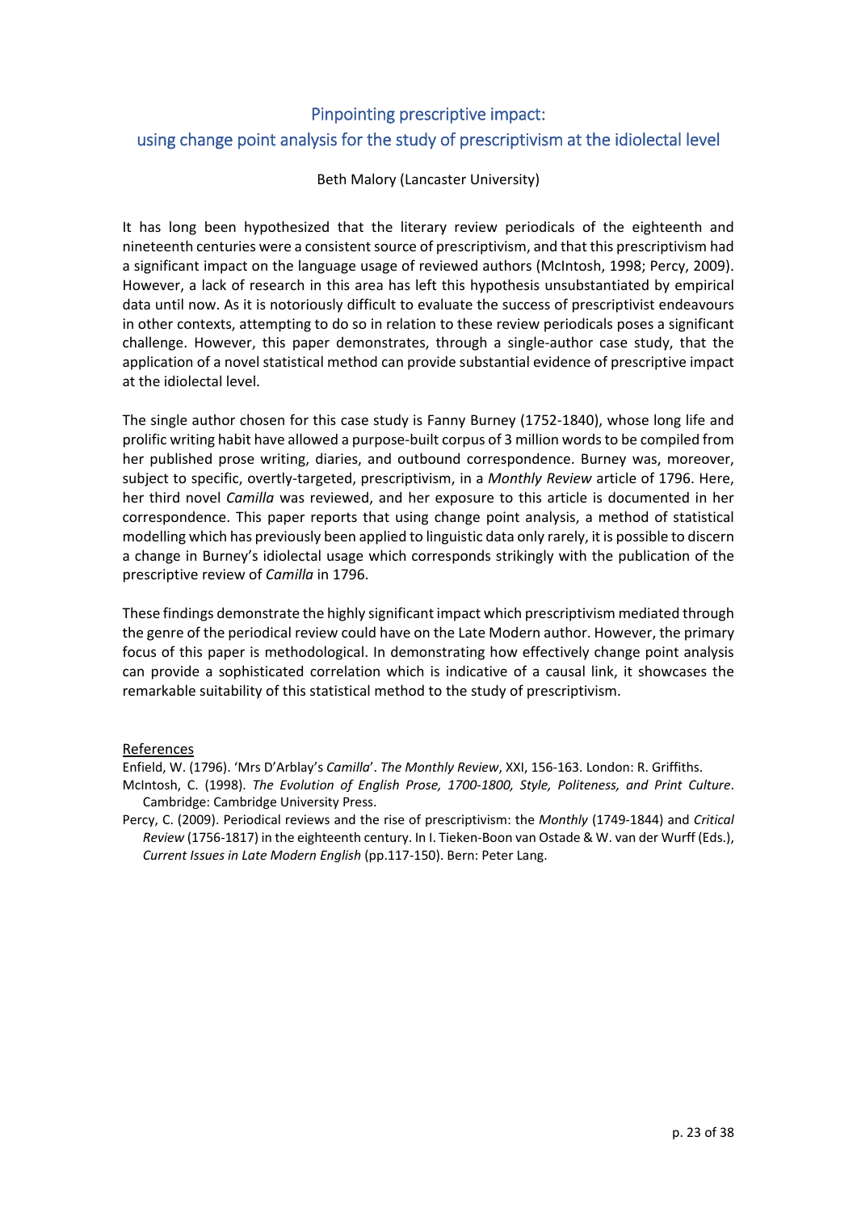## Pinpointing prescriptive impact: using change point analysis for the study of prescriptivism at the idiolectal level

Beth Malory (Lancaster University)

It has long been hypothesized that the literary review periodicals of the eighteenth and nineteenth centuries were a consistent source of prescriptivism, and that this prescriptivism had a significant impact on the language usage of reviewed authors (McIntosh, 1998; Percy, 2009). However, a lack of research in this area has left this hypothesis unsubstantiated by empirical data until now. As it is notoriously difficult to evaluate the success of prescriptivist endeavours in other contexts, attempting to do so in relation to these review periodicals poses a significant challenge. However, this paper demonstrates, through a single-author case study, that the application of a novel statistical method can provide substantial evidence of prescriptive impact at the idiolectal level.

The single author chosen for this case study is Fanny Burney (1752-1840), whose long life and prolific writing habit have allowed a purpose-built corpus of 3 million words to be compiled from her published prose writing, diaries, and outbound correspondence. Burney was, moreover, subject to specific, overtly-targeted, prescriptivism, in a *Monthly Review* article of 1796. Here, her third novel *Camilla* was reviewed, and her exposure to this article is documented in her correspondence. This paper reports that using change point analysis, a method of statistical modelling which has previously been applied to linguistic data only rarely, it is possible to discern a change in Burney's idiolectal usage which corresponds strikingly with the publication of the prescriptive review of *Camilla* in 1796.

These findings demonstrate the highly significant impact which prescriptivism mediated through the genre of the periodical review could have on the Late Modern author. However, the primary focus of this paper is methodological. In demonstrating how effectively change point analysis can provide a sophisticated correlation which is indicative of a causal link, it showcases the remarkable suitability of this statistical method to the study of prescriptivism.

### References

Enfield, W. (1796). 'Mrs D'Arblay's *Camilla*'. *The Monthly Review*, XXI, 156-163. London: R. Griffiths.

McIntosh, C. (1998). *The Evolution of English Prose, 1700-1800, Style, Politeness, and Print Culture*. Cambridge: Cambridge University Press.

Percy, C. (2009). Periodical reviews and the rise of prescriptivism: the *Monthly* (1749-1844) and *Critical Review* (1756-1817) in the eighteenth century. In I. Tieken-Boon van Ostade & W. van der Wurff (Eds.), *Current Issues in Late Modern English* (pp.117-150). Bern: Peter Lang.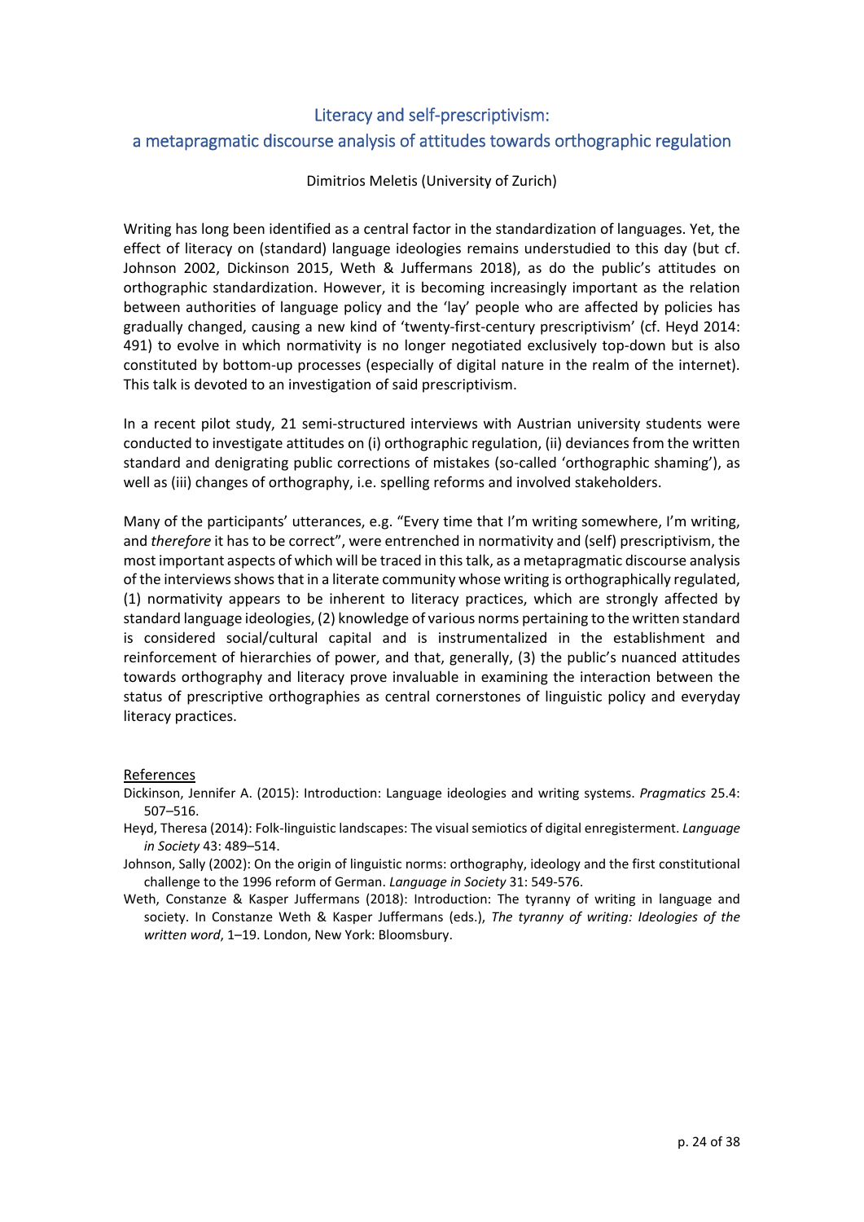# Literacy and self-prescriptivism: a metapragmatic discourse analysis of attitudes towards orthographic regulation

Dimitrios Meletis (University of Zurich)

Writing has long been identified as a central factor in the standardization of languages. Yet, the effect of literacy on (standard) language ideologies remains understudied to this day (but cf. Johnson 2002, Dickinson 2015, Weth & Juffermans 2018), as do the public's attitudes on orthographic standardization. However, it is becoming increasingly important as the relation between authorities of language policy and the 'lay' people who are affected by policies has gradually changed, causing a new kind of 'twenty-first-century prescriptivism' (cf. Heyd 2014: 491) to evolve in which normativity is no longer negotiated exclusively top-down but is also constituted by bottom-up processes (especially of digital nature in the realm of the internet). This talk is devoted to an investigation of said prescriptivism.

In a recent pilot study, 21 semi-structured interviews with Austrian university students were conducted to investigate attitudes on (i) orthographic regulation, (ii) deviances from the written standard and denigrating public corrections of mistakes (so-called 'orthographic shaming'), as well as (iii) changes of orthography, i.e. spelling reforms and involved stakeholders.

Many of the participants' utterances, e.g. "Every time that I'm writing somewhere, I'm writing, and *therefore* it has to be correct", were entrenched in normativity and (self) prescriptivism, the most important aspects of which will be traced in this talk, as a metapragmatic discourse analysis of the interviews shows that in a literate community whose writing is orthographically regulated, (1) normativity appears to be inherent to literacy practices, which are strongly affected by standard language ideologies, (2) knowledge of various norms pertaining to the written standard is considered social/cultural capital and is instrumentalized in the establishment and reinforcement of hierarchies of power, and that, generally, (3) the public's nuanced attitudes towards orthography and literacy prove invaluable in examining the interaction between the status of prescriptive orthographies as central cornerstones of linguistic policy and everyday literacy practices.

## References

Dickinson, Jennifer A. (2015): Introduction: Language ideologies and writing systems. *Pragmatics* 25.4: 507–516.

Heyd, Theresa (2014): Folk-linguistic landscapes: The visual semiotics of digital enregisterment. *Language in Society* 43: 489–514.

Johnson, Sally (2002): On the origin of linguistic norms: orthography, ideology and the first constitutional challenge to the 1996 reform of German. *Language in Society* 31: 549-576.

Weth, Constanze & Kasper Juffermans (2018): Introduction: The tyranny of writing in language and society. In Constanze Weth & Kasper Juffermans (eds.), *The tyranny of writing: Ideologies of the written word*, 1–19. London, New York: Bloomsbury.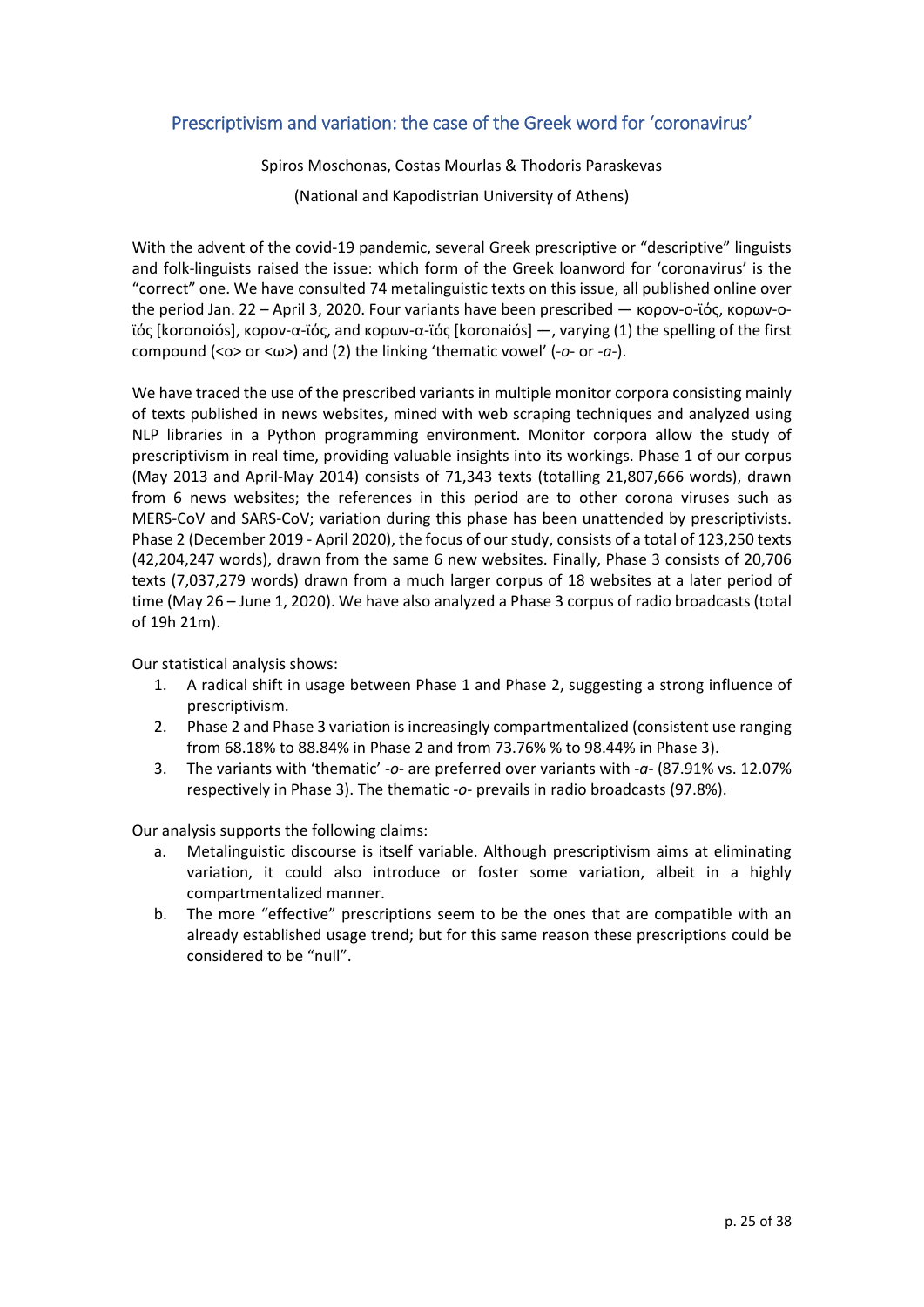## Prescriptivism and variation: the case of the Greek word for 'coronavirus'

Spiros Moschonas, Costas Mourlas & Thodoris Paraskevas

(National and Kapodistrian University of Athens)

With the advent of the covid-19 pandemic, several Greek prescriptive or "descriptive" linguists and folk-linguists raised the issue: which form of the Greek loanword for 'coronavirus' is the "correct" one. We have consulted 74 metalinguistic texts on this issue, all published online over the period Jan. 22 – April 3, 2020. Four variants have been prescribed — κορον-ο-ϊός, κορων-ο-ϊός [koronoiós], κορον-α-ϊός, and κορων-α-ϊός [koronaiós] —, varying (1) the spelling of the first compound (<ο> or <ω>) and (2) the linking 'thematic vowel' (*-o-* or *-a-*).

We have traced the use of the prescribed variants in multiple monitor corpora consisting mainly of texts published in news websites, mined with web scraping techniques and analyzed using NLP libraries in a Python programming environment. Monitor corpora allow the study of prescriptivism in real time, providing valuable insights into its workings. Phase 1 of our corpus (May 2013 and April-May 2014) consists of 71,343 texts (totalling 21,807,666 words), drawn from 6 news websites; the references in this period are to other corona viruses such as MERS-CoV and SARS-CoV; variation during this phase has been unattended by prescriptivists. Phase 2 (December 2019 - April 2020), the focus of our study, consists of a total of 123,250 texts (42,204,247 words), drawn from the same 6 new websites. Finally, Phase 3 consists of 20,706 texts (7,037,279 words) drawn from a much larger corpus of 18 websites at a later period of time (May 26 – June 1, 2020). We have also analyzed a Phase 3 corpus of radio broadcasts (total of 19h 21m).

Our statistical analysis shows:

1. A radical shift in usage between Phase 1 and Phase 2, suggesting a strong influence of prescriptivism.
2. Phase 2 and Phase 3 variation is increasingly compartmentalized (consistent use ranging from 68.18% to 88.84% in Phase 2 and from 73.76% % to 98.44% in Phase 3).
3. The variants with 'thematic' *-o-* are preferred over variants with *-a-* (87.91% vs. 12.07% respectively in Phase 3). The thematic *-o-* prevails in radio broadcasts (97.8%).

Our analysis supports the following claims:

a. Metalinguistic discourse is itself variable. Although prescriptivism aims at eliminating variation, it could also introduce or foster some variation, albeit in a highly compartmentalized manner.
b. The more "effective" prescriptions seem to be the ones that are compatible with an already established usage trend; but for this same reason these prescriptions could be considered to be "null".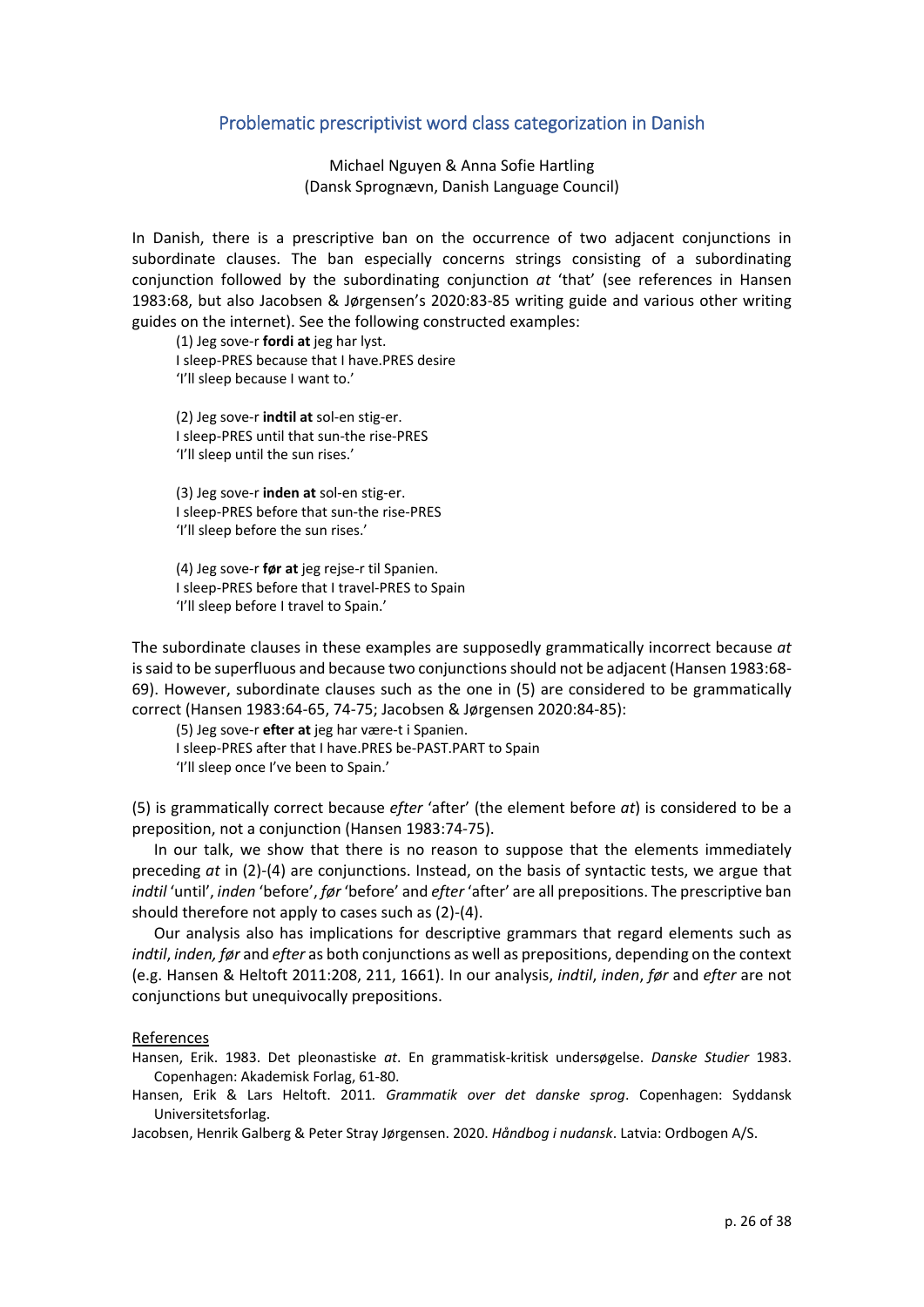## Problematic prescriptivist word class categorization in Danish

Michael Nguyen & Anna Sofie Hartling
(Dansk Sprognævn, Danish Language Council)

In Danish, there is a prescriptive ban on the occurrence of two adjacent conjunctions in subordinate clauses. The ban especially concerns strings consisting of a subordinating conjunction followed by the subordinating conjunction *at* 'that' (see references in Hansen 1983:68, but also Jacobsen & Jørgensen's 2020:83-85 writing guide and various other writing guides on the internet). See the following constructed examples:

(1) Jeg sove-r **fordi at** jeg har lyst.
I sleep-PRES because that I have.PRES desire
'I'll sleep because I want to.'

(2) Jeg sove-r **indtil at** sol-en stig-er.
I sleep-PRES until that sun-the rise-PRES
'I'll sleep until the sun rises.'

(3) Jeg sove-r **inden at** sol-en stig-er.
I sleep-PRES before that sun-the rise-PRES
'I'll sleep before the sun rises.'

(4) Jeg sove-r **før at** jeg rejse-r til Spanien.
I sleep-PRES before that I travel-PRES to Spain
'I'll sleep before I travel to Spain.'

The subordinate clauses in these examples are supposedly grammatically incorrect because *at* is said to be superfluous and because two conjunctions should not be adjacent (Hansen 1983:68-69). However, subordinate clauses such as the one in (5) are considered to be grammatically correct (Hansen 1983:64-65, 74-75; Jacobsen & Jørgensen 2020:84-85):

(5) Jeg sove-r **efter at** jeg har være-t i Spanien.
I sleep-PRES after that I have.PRES be-PAST.PART to Spain
'I'll sleep once I've been to Spain.'

(5) is grammatically correct because *efter* 'after' (the element before *at*) is considered to be a preposition, not a conjunction (Hansen 1983:74-75).

In our talk, we show that there is no reason to suppose that the elements immediately preceding *at* in (2)-(4) are conjunctions. Instead, on the basis of syntactic tests, we argue that *indtil* 'until', *inden* 'before', *før* 'before' and *efter* 'after' are all prepositions. The prescriptive ban should therefore not apply to cases such as (2)-(4).

Our analysis also has implications for descriptive grammars that regard elements such as *indtil*, *inden, før* and *efter* as both conjunctions as well as prepositions, depending on the context (e.g. Hansen & Heltoft 2011:208, 211, 1661). In our analysis, *indtil*, *inden*, *før* and *efter* are not conjunctions but unequivocally prepositions.

### References

Hansen, Erik. 1983. Det pleonastiske *at*. En grammatisk-kritisk undersøgelse. *Danske Studier* 1983. Copenhagen: Akademisk Forlag, 61-80.

Hansen, Erik & Lars Heltoft. 2011. *Grammatik over det danske sprog*. Copenhagen: Syddansk Universitetsforlag.

Jacobsen, Henrik Galberg & Peter Stray Jørgensen. 2020. *Håndbog i nudansk*. Latvia: Ordbogen A/S.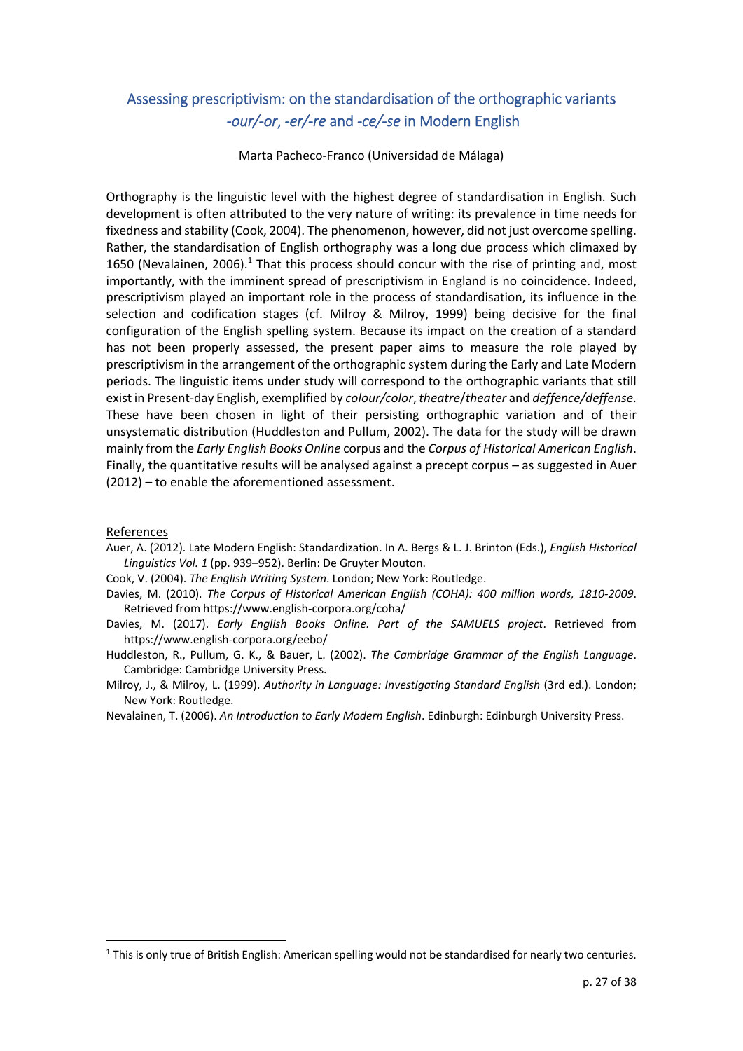## Assessing prescriptivism: on the standardisation of the orthographic variants *-our/-or*, *-er/-re* and *-ce/-se* in Modern English

Marta Pacheco-Franco (Universidad de Málaga)

Orthography is the linguistic level with the highest degree of standardisation in English. Such development is often attributed to the very nature of writing: its prevalence in time needs for fixedness and stability (Cook, 2004). The phenomenon, however, did not just overcome spelling. Rather, the standardisation of English orthography was a long due process which climaxed by 1650 (Nevalainen, 2006).[1] That this process should concur with the rise of printing and, most importantly, with the imminent spread of prescriptivism in England is no coincidence. Indeed, prescriptivism played an important role in the process of standardisation, its influence in the selection and codification stages (cf. Milroy & Milroy, 1999) being decisive for the final configuration of the English spelling system. Because its impact on the creation of a standard has not been properly assessed, the present paper aims to measure the role played by prescriptivism in the arrangement of the orthographic system during the Early and Late Modern periods. The linguistic items under study will correspond to the orthographic variants that still exist in Present-day English, exemplified by *colour/color*, *theatre*/*theater* and *deffence/deffense*. These have been chosen in light of their persisting orthographic variation and of their unsystematic distribution (Huddleston and Pullum, 2002). The data for the study will be drawn mainly from the *Early English Books Online* corpus and the *Corpus of Historical American English*. Finally, the quantitative results will be analysed against a precept corpus – as suggested in Auer (2012) – to enable the aforementioned assessment.

References

Auer, A. (2012). Late Modern English: Standardization. In A. Bergs & L. J. Brinton (Eds.), *English Historical Linguistics Vol. 1* (pp. 939–952). Berlin: De Gruyter Mouton.

Cook, V. (2004). *The English Writing System*. London; New York: Routledge.

Davies, M. (2010). *The Corpus of Historical American English (COHA): 400 million words, 1810-2009*. Retrieved from https://www.english-corpora.org/coha/

Davies, M. (2017). *Early English Books Online. Part of the SAMUELS project*. Retrieved from https://www.english-corpora.org/eebo/

Huddleston, R., Pullum, G. K., & Bauer, L. (2002). *The Cambridge Grammar of the English Language*. Cambridge: Cambridge University Press.

Milroy, J., & Milroy, L. (1999). *Authority in Language: Investigating Standard English* (3rd ed.). London; New York: Routledge.

Nevalainen, T. (2006). *An Introduction to Early Modern English*. Edinburgh: Edinburgh University Press.

[1] This is only true of British English: American spelling would not be standardised for nearly two centuries.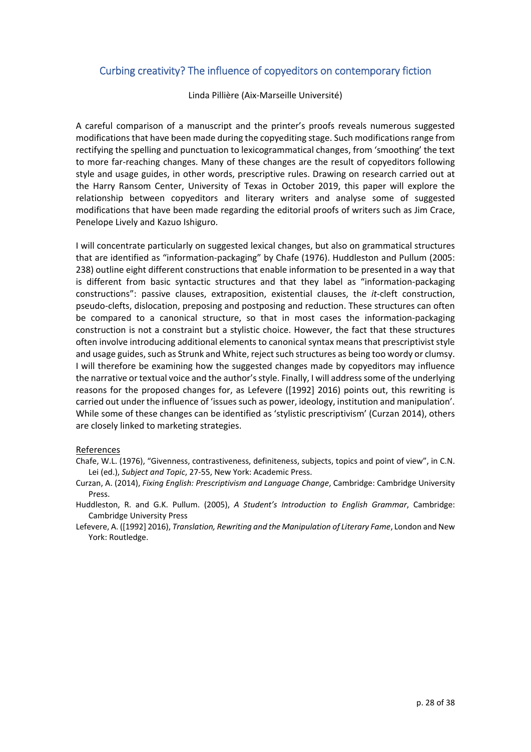## Curbing creativity? The influence of copyeditors on contemporary fiction

Linda Pillière (Aix-Marseille Université)

A careful comparison of a manuscript and the printer's proofs reveals numerous suggested modifications that have been made during the copyediting stage. Such modifications range from rectifying the spelling and punctuation to lexicogrammatical changes, from 'smoothing' the text to more far-reaching changes. Many of these changes are the result of copyeditors following style and usage guides, in other words, prescriptive rules. Drawing on research carried out at the Harry Ransom Center, University of Texas in October 2019, this paper will explore the relationship between copyeditors and literary writers and analyse some of suggested modifications that have been made regarding the editorial proofs of writers such as Jim Crace, Penelope Lively and Kazuo Ishiguro.

I will concentrate particularly on suggested lexical changes, but also on grammatical structures that are identified as "information-packaging" by Chafe (1976). Huddleston and Pullum (2005: 238) outline eight different constructions that enable information to be presented in a way that is different from basic syntactic structures and that they label as "information-packaging constructions": passive clauses, extraposition, existential clauses, the *it*-cleft construction, pseudo-clefts, dislocation, preposing and postposing and reduction. These structures can often be compared to a canonical structure, so that in most cases the information-packaging construction is not a constraint but a stylistic choice. However, the fact that these structures often involve introducing additional elements to canonical syntax means that prescriptivist style and usage guides, such as Strunk and White, reject such structures as being too wordy or clumsy. I will therefore be examining how the suggested changes made by copyeditors may influence the narrative or textual voice and the author's style. Finally, I will address some of the underlying reasons for the proposed changes for, as Lefevere ([1992] 2016) points out, this rewriting is carried out under the influence of 'issues such as power, ideology, institution and manipulation'. While some of these changes can be identified as 'stylistic prescriptivism' (Curzan 2014), others are closely linked to marketing strategies.

References

Chafe, W.L. (1976), "Givenness, contrastiveness, definiteness, subjects, topics and point of view", in C.N. Lei (ed.), *Subject and Topic*, 27-55, New York: Academic Press.

Curzan, A. (2014), *Fixing English: Prescriptivism and Language Change*, Cambridge: Cambridge University Press.

Huddleston, R. and G.K. Pullum. (2005), *A Student's Introduction to English Grammar*, Cambridge: Cambridge University Press

Lefevere, A. ([1992] 2016), *Translation, Rewriting and the Manipulation of Literary Fame*, London and New York: Routledge.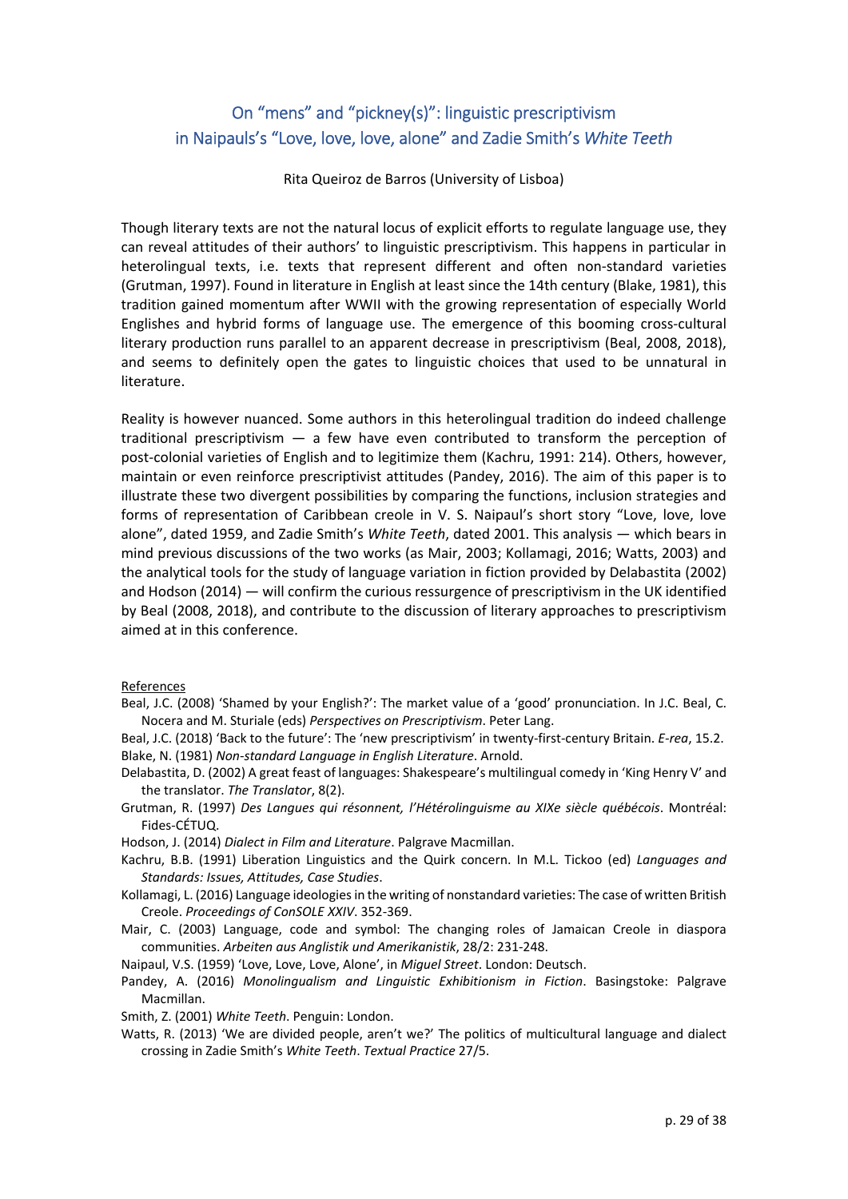# On "mens" and "pickney(s)": linguistic prescriptivism in Naipauls's "Love, love, love, alone" and Zadie Smith's *White Teeth*

Rita Queiroz de Barros (University of Lisboa)

Though literary texts are not the natural locus of explicit efforts to regulate language use, they can reveal attitudes of their authors' to linguistic prescriptivism. This happens in particular in heterolingual texts, i.e. texts that represent different and often non-standard varieties (Grutman, 1997). Found in literature in English at least since the 14th century (Blake, 1981), this tradition gained momentum after WWII with the growing representation of especially World Englishes and hybrid forms of language use. The emergence of this booming cross-cultural literary production runs parallel to an apparent decrease in prescriptivism (Beal, 2008, 2018), and seems to definitely open the gates to linguistic choices that used to be unnatural in literature.

Reality is however nuanced. Some authors in this heterolingual tradition do indeed challenge traditional prescriptivism — a few have even contributed to transform the perception of post-colonial varieties of English and to legitimize them (Kachru, 1991: 214). Others, however, maintain or even reinforce prescriptivist attitudes (Pandey, 2016). The aim of this paper is to illustrate these two divergent possibilities by comparing the functions, inclusion strategies and forms of representation of Caribbean creole in V. S. Naipaul's short story "Love, love, love alone", dated 1959, and Zadie Smith's *White Teeth*, dated 2001. This analysis — which bears in mind previous discussions of the two works (as Mair, 2003; Kollamagi, 2016; Watts, 2003) and the analytical tools for the study of language variation in fiction provided by Delabastita (2002) and Hodson (2014) — will confirm the curious ressurgence of prescriptivism in the UK identified by Beal (2008, 2018), and contribute to the discussion of literary approaches to prescriptivism aimed at in this conference.

<u>References</u>

Beal, J.C. (2008) 'Shamed by your English?': The market value of a 'good' pronunciation. In J.C. Beal, C. Nocera and M. Sturiale (eds) *Perspectives on Prescriptivism*. Peter Lang.

Beal, J.C. (2018) 'Back to the future': The 'new prescriptivism' in twenty-first-century Britain. *E-rea*, 15.2.

Blake, N. (1981) *Non-standard Language in English Literature*. Arnold.

Delabastita, D. (2002) A great feast of languages: Shakespeare's multilingual comedy in 'King Henry V' and the translator. *The Translator*, 8(2).

Grutman, R. (1997) *Des Langues qui résonnent, l'Hétérolinguisme au XIXe siècle québécois*. Montréal: Fides-CÉTUQ.

Hodson, J. (2014) *Dialect in Film and Literature*. Palgrave Macmillan.

Kachru, B.B. (1991) Liberation Linguistics and the Quirk concern. In M.L. Tickoo (ed) *Languages and Standards: Issues, Attitudes, Case Studies*.

Kollamagi, L. (2016) Language ideologies in the writing of nonstandard varieties: The case of written British Creole. *Proceedings of ConSOLE XXIV*. 352-369.

Mair, C. (2003) Language, code and symbol: The changing roles of Jamaican Creole in diaspora communities. *Arbeiten aus Anglistik und Amerikanistik*, 28/2: 231-248.

Naipaul, V.S. (1959) 'Love, Love, Love, Alone', in *Miguel Street*. London: Deutsch.

Pandey, A. (2016) *Monolingualism and Linguistic Exhibitionism in Fiction*. Basingstoke: Palgrave Macmillan.

Smith, Z. (2001) *White Teeth*. Penguin: London.

Watts, R. (2013) 'We are divided people, aren't we?' The politics of multicultural language and dialect crossing in Zadie Smith's *White Teeth*. *Textual Practice* 27/5.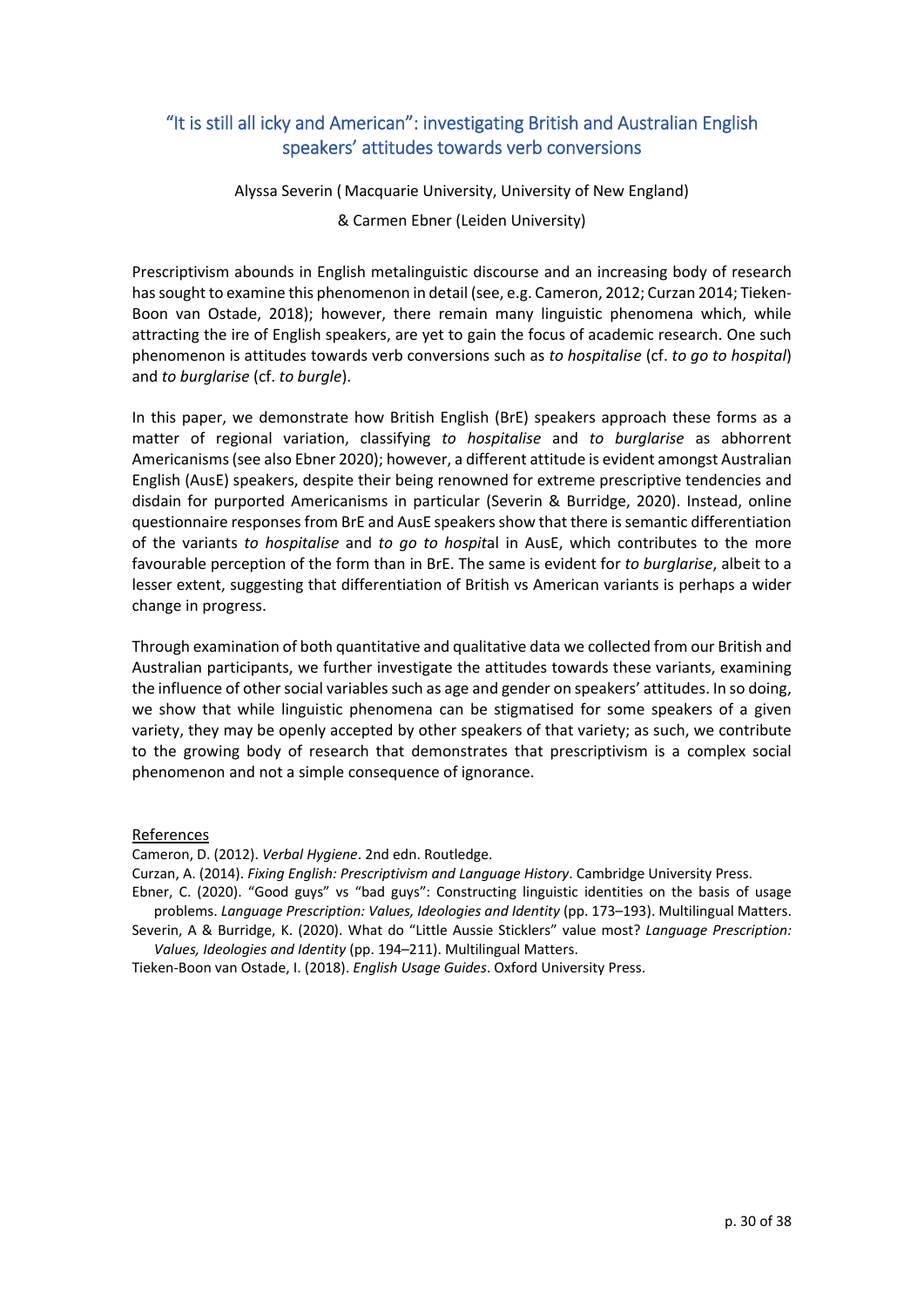## "It is still all icky and American": investigating British and Australian English speakers' attitudes towards verb conversions

Alyssa Severin ( Macquarie University, University of New England)

& Carmen Ebner (Leiden University)

Prescriptivism abounds in English metalinguistic discourse and an increasing body of research has sought to examine this phenomenon in detail (see, e.g. Cameron, 2012; Curzan 2014; Tieken-Boon van Ostade, 2018); however, there remain many linguistic phenomena which, while attracting the ire of English speakers, are yet to gain the focus of academic research. One such phenomenon is attitudes towards verb conversions such as *to hospitalise* (cf. *to go to hospital*) and *to burglarise* (cf. *to burgle*).

In this paper, we demonstrate how British English (BrE) speakers approach these forms as a matter of regional variation, classifying *to hospitalise* and *to burglarise* as abhorrent Americanisms (see also Ebner 2020); however, a different attitude is evident amongst Australian English (AusE) speakers, despite their being renowned for extreme prescriptive tendencies and disdain for purported Americanisms in particular (Severin & Burridge, 2020). Instead, online questionnaire responses from BrE and AusE speakers show that there is semantic differentiation of the variants *to hospitalise* and *to go to hospit*al in AusE, which contributes to the more favourable perception of the form than in BrE. The same is evident for *to burglarise*, albeit to a lesser extent, suggesting that differentiation of British vs American variants is perhaps a wider change in progress.

Through examination of both quantitative and qualitative data we collected from our British and Australian participants, we further investigate the attitudes towards these variants, examining the influence of other social variables such as age and gender on speakers' attitudes. In so doing, we show that while linguistic phenomena can be stigmatised for some speakers of a given variety, they may be openly accepted by other speakers of that variety; as such, we contribute to the growing body of research that demonstrates that prescriptivism is a complex social phenomenon and not a simple consequence of ignorance.

References

Cameron, D. (2012). *Verbal Hygiene*. 2nd edn. Routledge.

Curzan, A. (2014). *Fixing English: Prescriptivism and Language History*. Cambridge University Press.

Ebner, C. (2020). "Good guys" vs "bad guys": Constructing linguistic identities on the basis of usage problems. *Language Prescription: Values, Ideologies and Identity* (pp. 173–193). Multilingual Matters.

Severin, A & Burridge, K. (2020). What do "Little Aussie Sticklers" value most? *Language Prescription: Values, Ideologies and Identity* (pp. 194–211). Multilingual Matters.

Tieken-Boon van Ostade, I. (2018). *English Usage Guides*. Oxford University Press.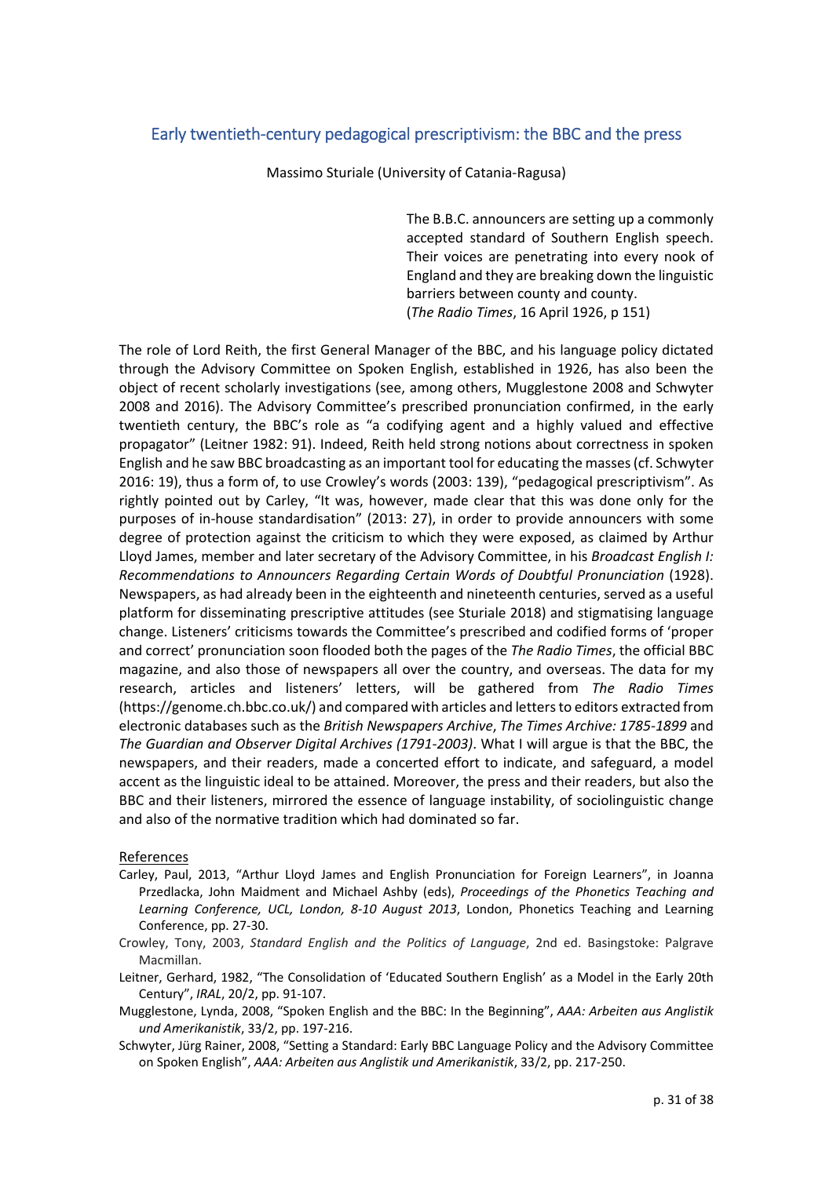## Early twentieth-century pedagogical prescriptivism: the BBC and the press

Massimo Sturiale (University of Catania-Ragusa)

> The B.B.C. announcers are setting up a commonly accepted standard of Southern English speech. Their voices are penetrating into every nook of England and they are breaking down the linguistic barriers between county and county.
> (*The Radio Times*, 16 April 1926, p 151)

The role of Lord Reith, the first General Manager of the BBC, and his language policy dictated through the Advisory Committee on Spoken English, established in 1926, has also been the object of recent scholarly investigations (see, among others, Mugglestone 2008 and Schwyter 2008 and 2016). The Advisory Committee's prescribed pronunciation confirmed, in the early twentieth century, the BBC's role as "a codifying agent and a highly valued and effective propagator" (Leitner 1982: 91). Indeed, Reith held strong notions about correctness in spoken English and he saw BBC broadcasting as an important tool for educating the masses (cf. Schwyter 2016: 19), thus a form of, to use Crowley's words (2003: 139), "pedagogical prescriptivism". As rightly pointed out by Carley, "It was, however, made clear that this was done only for the purposes of in-house standardisation" (2013: 27), in order to provide announcers with some degree of protection against the criticism to which they were exposed, as claimed by Arthur Lloyd James, member and later secretary of the Advisory Committee, in his *Broadcast English I: Recommendations to Announcers Regarding Certain Words of Doubtful Pronunciation* (1928). Newspapers, as had already been in the eighteenth and nineteenth centuries, served as a useful platform for disseminating prescriptive attitudes (see Sturiale 2018) and stigmatising language change. Listeners' criticisms towards the Committee's prescribed and codified forms of 'proper and correct' pronunciation soon flooded both the pages of the *The Radio Times*, the official BBC magazine, and also those of newspapers all over the country, and overseas. The data for my research, articles and listeners' letters, will be gathered from *The Radio Times* (https://genome.ch.bbc.co.uk/) and compared with articles and letters to editors extracted from electronic databases such as the *British Newspapers Archive*, *The Times Archive: 1785-1899* and *The Guardian and Observer Digital Archives (1791-2003)*. What I will argue is that the BBC, the newspapers, and their readers, made a concerted effort to indicate, and safeguard, a model accent as the linguistic ideal to be attained. Moreover, the press and their readers, but also the BBC and their listeners, mirrored the essence of language instability, of sociolinguistic change and also of the normative tradition which had dominated so far.

References

Carley, Paul, 2013, "Arthur Lloyd James and English Pronunciation for Foreign Learners", in Joanna Przedlacka, John Maidment and Michael Ashby (eds), *Proceedings of the Phonetics Teaching and Learning Conference, UCL, London, 8-10 August 2013*, London, Phonetics Teaching and Learning Conference, pp. 27-30.

Crowley, Tony, 2003, *Standard English and the Politics of Language*, 2nd ed. Basingstoke: Palgrave Macmillan.

Leitner, Gerhard, 1982, "The Consolidation of 'Educated Southern English' as a Model in the Early 20th Century", *IRAL*, 20/2, pp. 91-107.

Mugglestone, Lynda, 2008, "Spoken English and the BBC: In the Beginning", *AAA: Arbeiten aus Anglistik und Amerikanistik*, 33/2, pp. 197-216.

Schwyter, Jürg Rainer, 2008, "Setting a Standard: Early BBC Language Policy and the Advisory Committee on Spoken English", *AAA: Arbeiten aus Anglistik und Amerikanistik*, 33/2, pp. 217-250.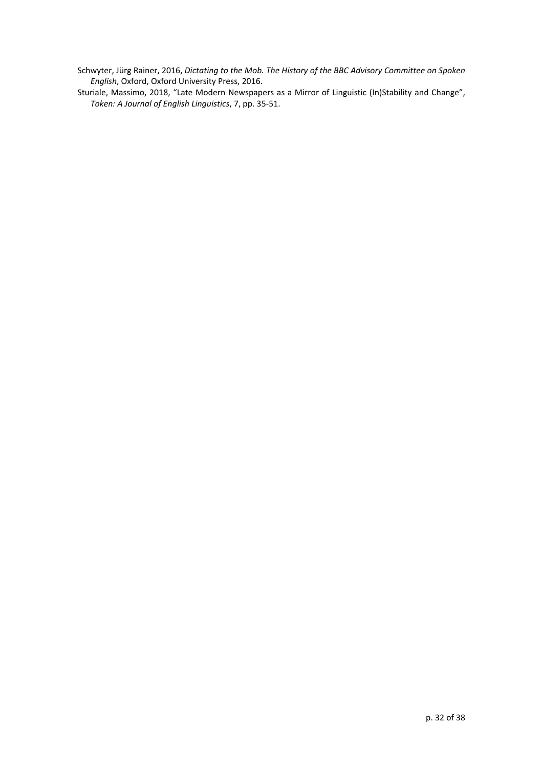Schwyter, Jürg Rainer, 2016, *Dictating to the Mob. The History of the BBC Advisory Committee on Spoken English*, Oxford, Oxford University Press, 2016.

Sturiale, Massimo, 2018, "Late Modern Newspapers as a Mirror of Linguistic (In)Stability and Change", *Token: A Journal of English Linguistics*, 7, pp. 35-51.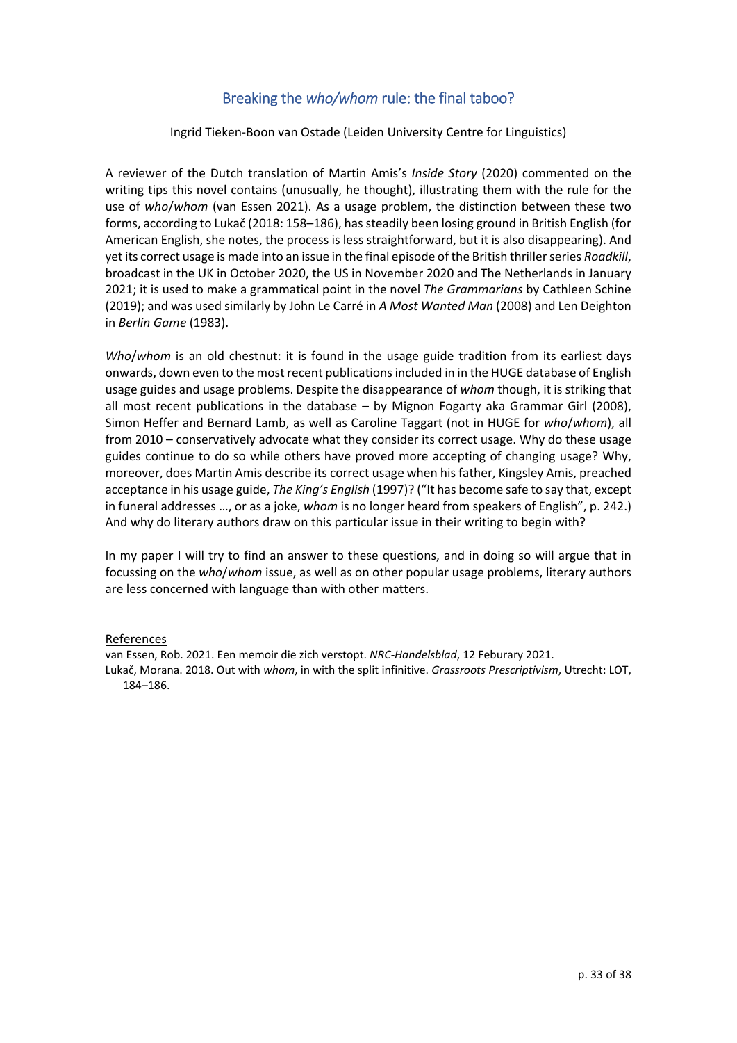## Breaking the *who/whom* rule: the final taboo?

Ingrid Tieken-Boon van Ostade (Leiden University Centre for Linguistics)

A reviewer of the Dutch translation of Martin Amis's *Inside Story* (2020) commented on the writing tips this novel contains (unusually, he thought), illustrating them with the rule for the use of *who*/*whom* (van Essen 2021). As a usage problem, the distinction between these two forms, according to Lukač (2018: 158–186), has steadily been losing ground in British English (for American English, she notes, the process is less straightforward, but it is also disappearing). And yet its correct usage is made into an issue in the final episode of the British thriller series *Roadkill*, broadcast in the UK in October 2020, the US in November 2020 and The Netherlands in January 2021; it is used to make a grammatical point in the novel *The Grammarians* by Cathleen Schine (2019); and was used similarly by John Le Carré in *A Most Wanted Man* (2008) and Len Deighton in *Berlin Game* (1983).

*Who*/*whom* is an old chestnut: it is found in the usage guide tradition from its earliest days onwards, down even to the most recent publications included in in the HUGE database of English usage guides and usage problems. Despite the disappearance of *whom* though, it is striking that all most recent publications in the database – by Mignon Fogarty aka Grammar Girl (2008), Simon Heffer and Bernard Lamb, as well as Caroline Taggart (not in HUGE for *who*/*whom*), all from 2010 – conservatively advocate what they consider its correct usage. Why do these usage guides continue to do so while others have proved more accepting of changing usage? Why, moreover, does Martin Amis describe its correct usage when his father, Kingsley Amis, preached acceptance in his usage guide, *The King's English* (1997)? ("It has become safe to say that, except in funeral addresses …, or as a joke, *whom* is no longer heard from speakers of English", p. 242.) And why do literary authors draw on this particular issue in their writing to begin with?

In my paper I will try to find an answer to these questions, and in doing so will argue that in focussing on the *who*/*whom* issue, as well as on other popular usage problems, literary authors are less concerned with language than with other matters.

References

van Essen, Rob. 2021. Een memoir die zich verstopt. *NRC-Handelsblad*, 12 Feburary 2021.

Lukač, Morana. 2018. Out with *whom*, in with the split infinitive. *Grassroots Prescriptivism*, Utrecht: LOT, 184–186.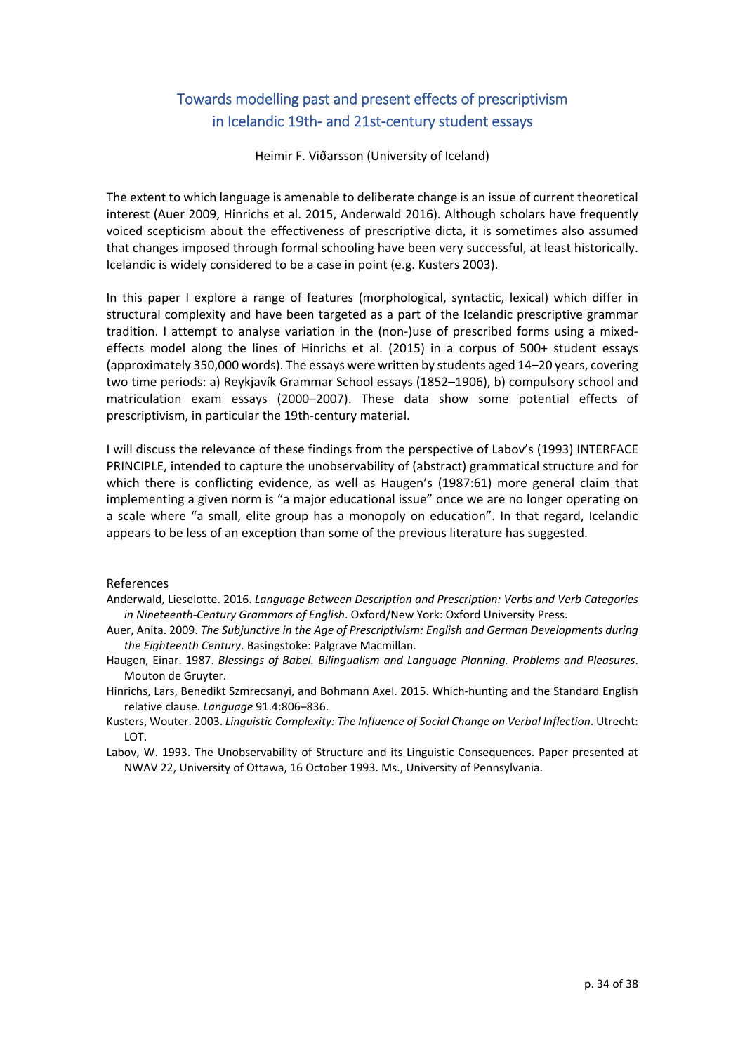# Towards modelling past and present effects of prescriptivism in Icelandic 19th- and 21st-century student essays

Heimir F. Viðarsson (University of Iceland)

The extent to which language is amenable to deliberate change is an issue of current theoretical interest (Auer 2009, Hinrichs et al. 2015, Anderwald 2016). Although scholars have frequently voiced scepticism about the effectiveness of prescriptive dicta, it is sometimes also assumed that changes imposed through formal schooling have been very successful, at least historically. Icelandic is widely considered to be a case in point (e.g. Kusters 2003).

In this paper I explore a range of features (morphological, syntactic, lexical) which differ in structural complexity and have been targeted as a part of the Icelandic prescriptive grammar tradition. I attempt to analyse variation in the (non-)use of prescribed forms using a mixed-effects model along the lines of Hinrichs et al. (2015) in a corpus of 500+ student essays (approximately 350,000 words). The essays were written by students aged 14–20 years, covering two time periods: a) Reykjavík Grammar School essays (1852–1906), b) compulsory school and matriculation exam essays (2000–2007). These data show some potential effects of prescriptivism, in particular the 19th-century material.

I will discuss the relevance of these findings from the perspective of Labov's (1993) INTERFACE PRINCIPLE, intended to capture the unobservability of (abstract) grammatical structure and for which there is conflicting evidence, as well as Haugen's (1987:61) more general claim that implementing a given norm is "a major educational issue" once we are no longer operating on a scale where "a small, elite group has a monopoly on education". In that regard, Icelandic appears to be less of an exception than some of the previous literature has suggested.

## References

Anderwald, Lieselotte. 2016. *Language Between Description and Prescription: Verbs and Verb Categories in Nineteenth-Century Grammars of English*. Oxford/New York: Oxford University Press.

Auer, Anita. 2009. *The Subjunctive in the Age of Prescriptivism: English and German Developments during the Eighteenth Century*. Basingstoke: Palgrave Macmillan.

Haugen, Einar. 1987. *Blessings of Babel. Bilingualism and Language Planning. Problems and Pleasures*. Mouton de Gruyter.

Hinrichs, Lars, Benedikt Szmrecsanyi, and Bohmann Axel. 2015. Which-hunting and the Standard English relative clause. *Language* 91.4:806–836.

Kusters, Wouter. 2003. *Linguistic Complexity: The Influence of Social Change on Verbal Inflection*. Utrecht: LOT.

Labov, W. 1993. The Unobservability of Structure and its Linguistic Consequences. Paper presented at NWAV 22, University of Ottawa, 16 October 1993. Ms., University of Pennsylvania.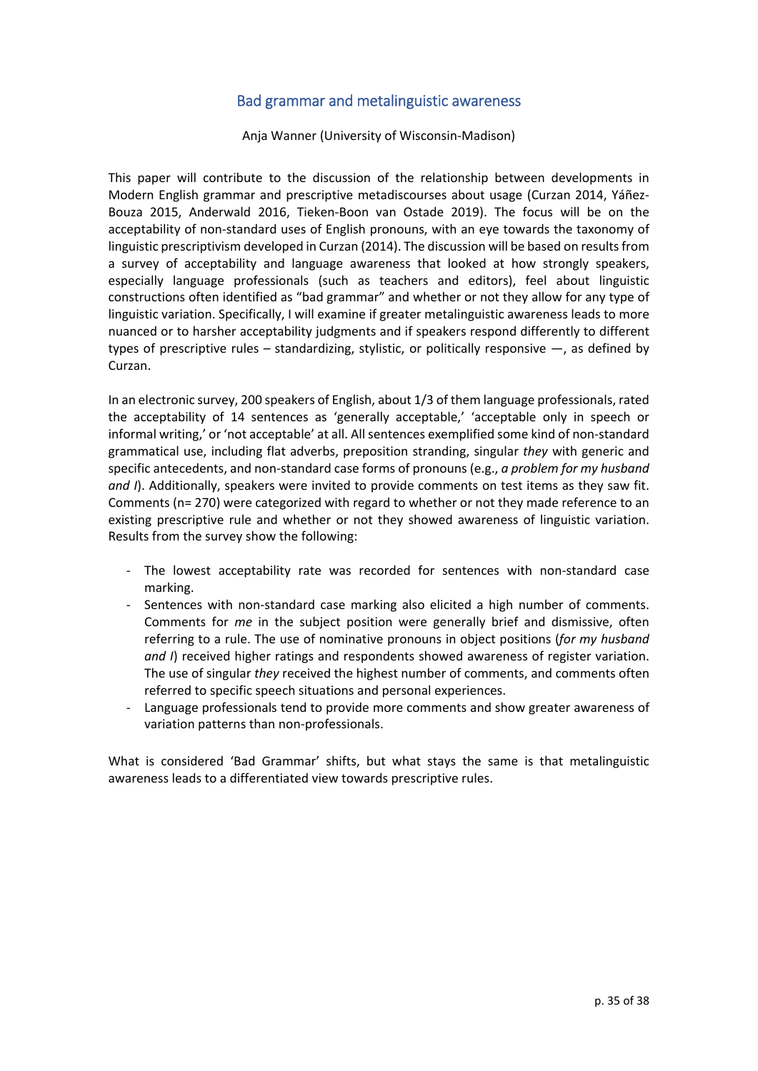## Bad grammar and metalinguitic awareness

Anja Wanner (University of Wisconsin-Madison)

This paper will contribute to the discussion of the relationship between developments in Modern English grammar and prescriptive metadiscourses about usage (Curzan 2014, Yáñez-Bouza 2015, Anderwald 2016, Tieken-Boon van Ostade 2019). The focus will be on the acceptability of non-standard uses of English pronouns, with an eye towards the taxonomy of linguistic prescriptivism developed in Curzan (2014). The discussion will be based on results from a survey of acceptability and language awareness that looked at how strongly speakers, especially language professionals (such as teachers and editors), feel about linguistic constructions often identified as "bad grammar" and whether or not they allow for any type of linguistic variation. Specifically, I will examine if greater metalinguistic awareness leads to more nuanced or to harsher acceptability judgments and if speakers respond differently to different types of prescriptive rules – standardizing, stylistic, or politically responsive —, as defined by Curzan.

In an electronic survey, 200 speakers of English, about 1/3 of them language professionals, rated the acceptability of 14 sentences as 'generally acceptable,' 'acceptable only in speech or informal writing,' or 'not acceptable' at all. All sentences exemplified some kind of non-standard grammatical use, including flat adverbs, preposition stranding, singular *they* with generic and specific antecedents, and non-standard case forms of pronouns (e.g., *a problem for my husband and I*). Additionally, speakers were invited to provide comments on test items as they saw fit. Comments (n= 270) were categorized with regard to whether or not they made reference to an existing prescriptive rule and whether or not they showed awareness of linguistic variation. Results from the survey show the following:

- The lowest acceptability rate was recorded for sentences with non-standard case marking.
- Sentences with non-standard case marking also elicited a high number of comments. Comments for *me* in the subject position were generally brief and dismissive, often referring to a rule. The use of nominative pronouns in object positions (*for my husband and I*) received higher ratings and respondents showed awareness of register variation. The use of singular *they* received the highest number of comments, and comments often referred to specific speech situations and personal experiences.
- Language professionals tend to provide more comments and show greater awareness of variation patterns than non-professionals.

What is considered 'Bad Grammar' shifts, but what stays the same is that metalinguistic awareness leads to a differentiated view towards prescriptive rules.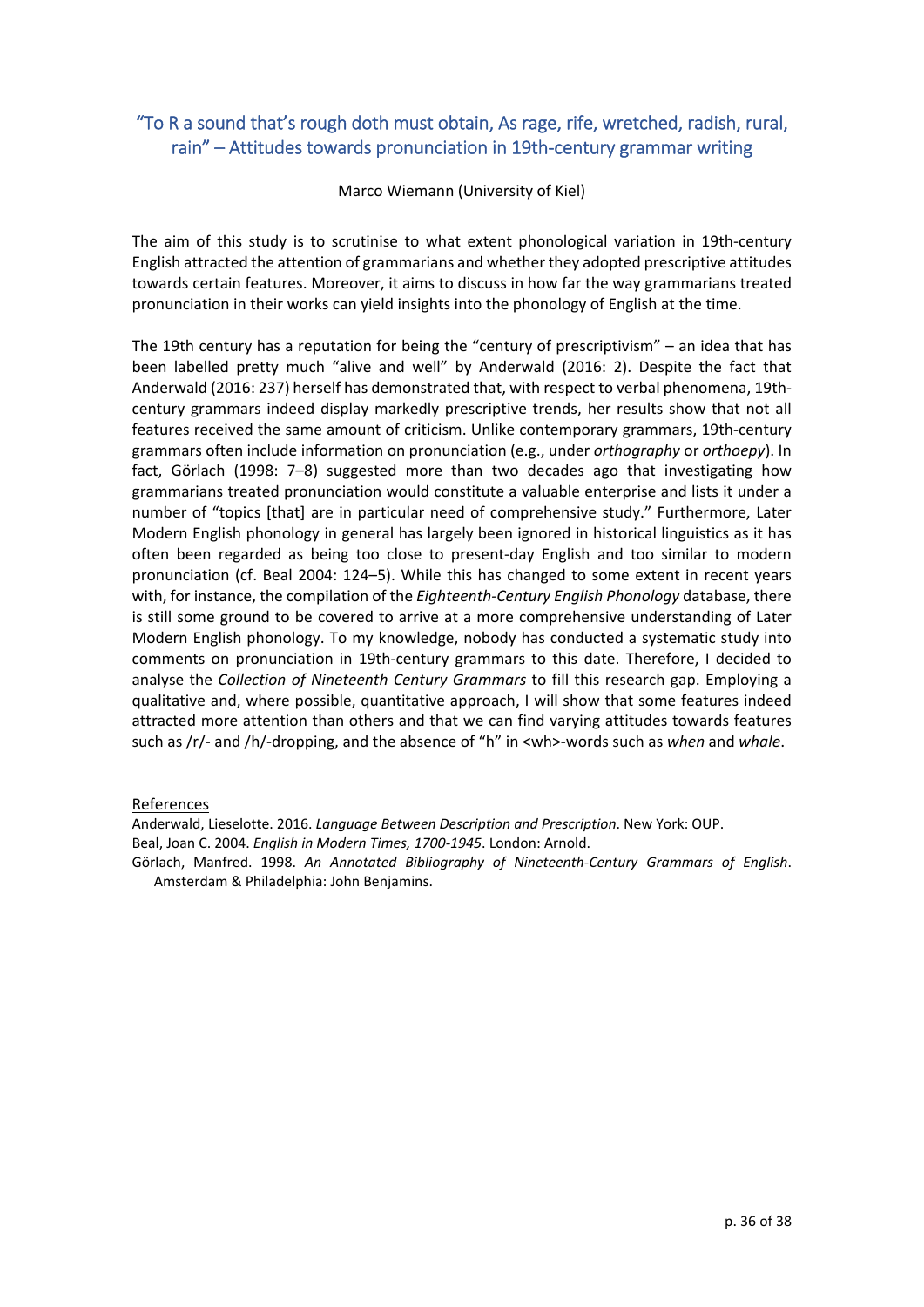## "To R a sound that's rough doth must obtain, As rage, rife, wretched, radish, rural, rain" – Attitudes towards pronunciation in 19th-century grammar writing

Marco Wiemann (University of Kiel)

The aim of this study is to scrutinise to what extent phonological variation in 19th-century English attracted the attention of grammarians and whether they adopted prescriptive attitudes towards certain features. Moreover, it aims to discuss in how far the way grammarians treated pronunciation in their works can yield insights into the phonology of English at the time.

The 19th century has a reputation for being the "century of prescriptivism" – an idea that has been labelled pretty much "alive and well" by Anderwald (2016: 2). Despite the fact that Anderwald (2016: 237) herself has demonstrated that, with respect to verbal phenomena, 19th-century grammars indeed display markedly prescriptive trends, her results show that not all features received the same amount of criticism. Unlike contemporary grammars, 19th-century grammars often include information on pronunciation (e.g., under *orthography* or *orthoepy*). In fact, Görlach (1998: 7–8) suggested more than two decades ago that investigating how grammarians treated pronunciation would constitute a valuable enterprise and lists it under a number of "topics [that] are in particular need of comprehensive study." Furthermore, Later Modern English phonology in general has largely been ignored in historical linguistics as it has often been regarded as being too close to present-day English and too similar to modern pronunciation (cf. Beal 2004: 124–5). While this has changed to some extent in recent years with, for instance, the compilation of the *Eighteenth-Century English Phonology* database, there is still some ground to be covered to arrive at a more comprehensive understanding of Later Modern English phonology. To my knowledge, nobody has conducted a systematic study into comments on pronunciation in 19th-century grammars to this date. Therefore, I decided to analyse the *Collection of Nineteenth Century Grammars* to fill this research gap. Employing a qualitative and, where possible, quantitative approach, I will show that some features indeed attracted more attention than others and that we can find varying attitudes towards features such as /r/- and /h/-dropping, and the absence of "h" in <wh>-words such as *when* and *whale*.

References

Anderwald, Lieselotte. 2016. *Language Between Description and Prescription*. New York: OUP.

Beal, Joan C. 2004. *English in Modern Times, 1700-1945*. London: Arnold.

Görlach, Manfred. 1998. *An Annotated Bibliography of Nineteenth-Century Grammars of English*. Amsterdam & Philadelphia: John Benjamins.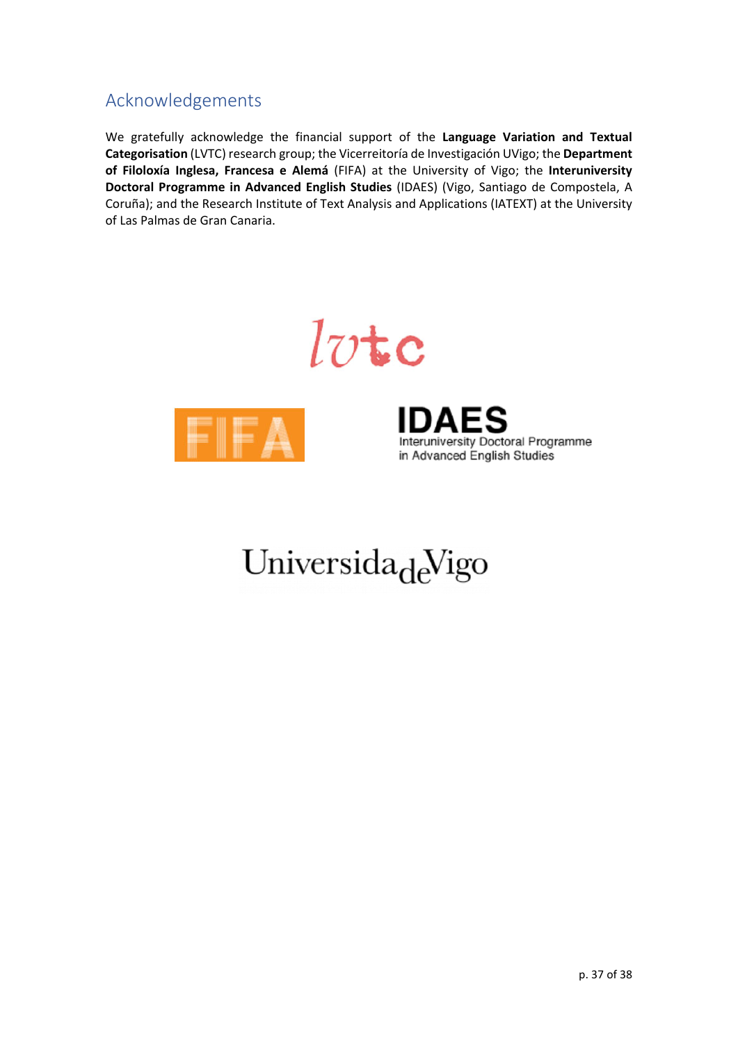## Acknowledgements

We gratefully acknowledge the financial support of the **Language Variation and Textual Categorisation** (LVTC) research group; the Vicerreitoría de Investigación UVigo; the **Department of Filoloxía Inglesa, Francesa e Alemá** (FIFA) at the University of Vigo; the **Interuniversity Doctoral Programme in Advanced English Studies** (IDAES) (Vigo, Santiago de Compostela, A Coruña); and the Research Institute of Text Analysis and Applications (IATEXT) at the University of Las Palmas de Gran Canaria.